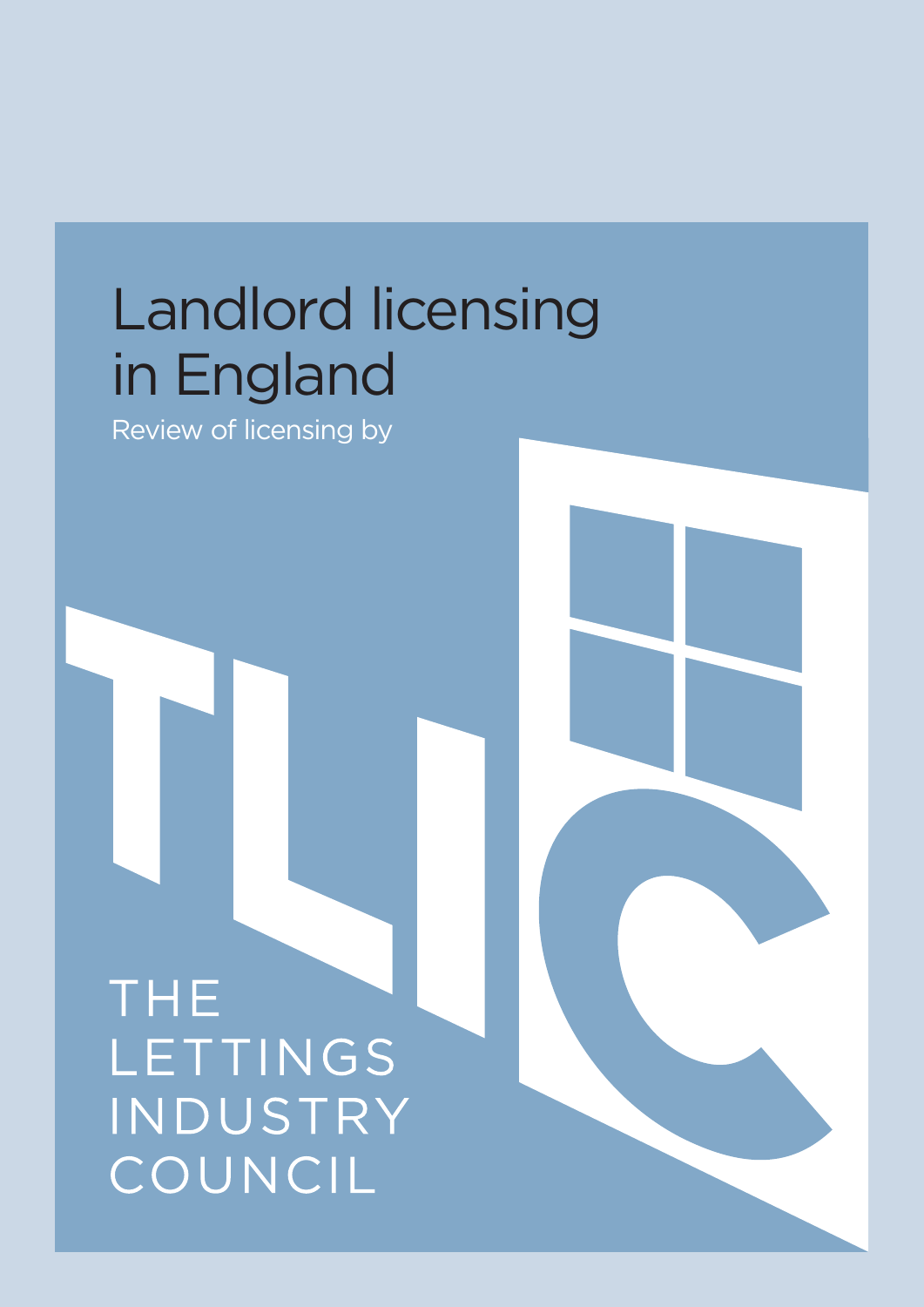# Landlord licensing in England

Review of licensing by

THE LETTINGS INDUSTRY COUNCIL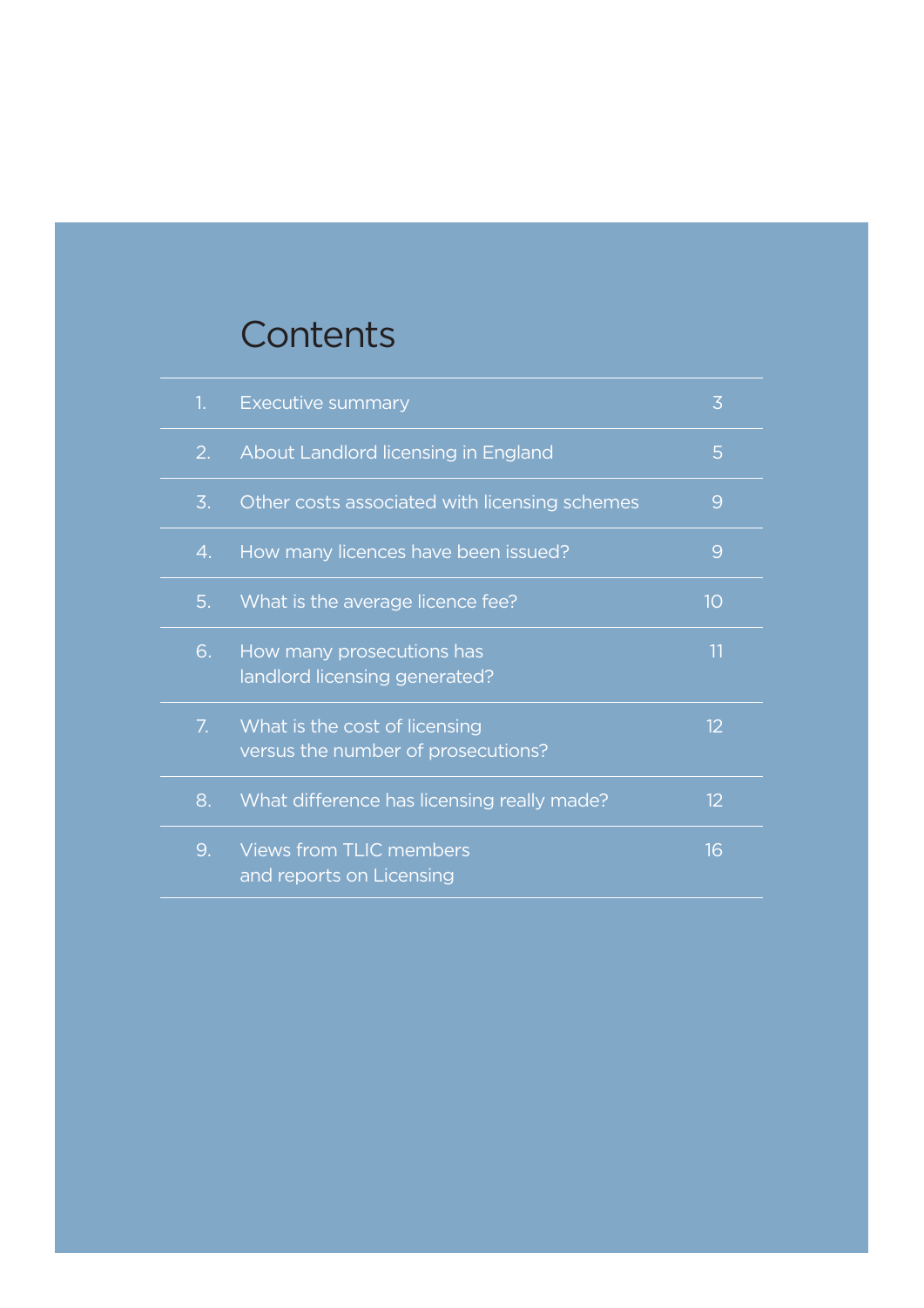# Contents

| | | |
|---|---|---|
| 1. | Executive summary | 3 |
| 2. | About Landlord licensing in England | 5 |
| 3. | Other costs associated with licensing schemes | 9 |
| 4. | How many licences have been issued? | 9 |
| 5. | What is the average licence fee? | 10 |
| 6. | How many prosecutions has landlord licensing generated? | 11 |
| 7. | What is the cost of licensing versus the number of prosecutions? | 12 |
| 8. | What difference has licensing really made? | 12 |
| 9. | Views from TLIC members and reports on Licensing | 16 |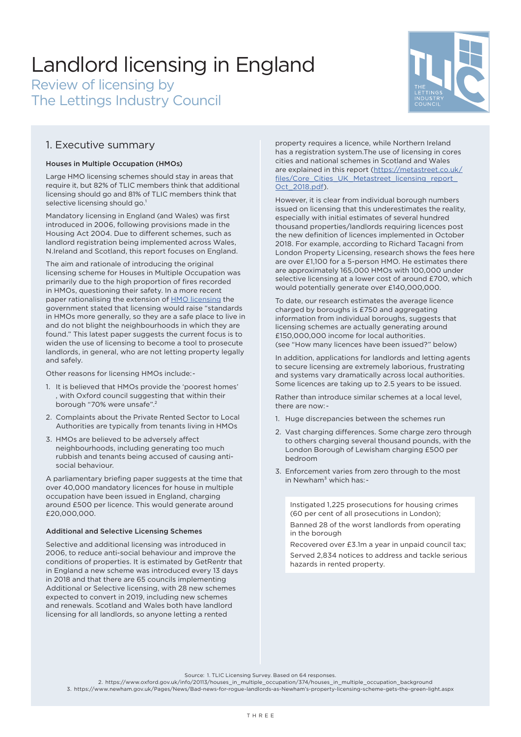# Landlord licensing in England

Review of licensing by The Lettings Industry Council

## 1. Executive summary

### Houses in Multiple Occupation (HMOs)

Large HMO licensing schemes should stay in areas that require it, but 82% of TLIC members think that additional licensing should go and 81% of TLIC members think that selective licensing should go.[1]

Mandatory licensing in England (and Wales) was first introduced in 2006, following provisions made in the Housing Act 2004. Due to different schemes, such as landlord registration being implemented across Wales, N.Ireland and Scotland, this report focuses on England.

The aim and rationale of introducing the original licensing scheme for Houses in Multiple Occupation was primarily due to the high proportion of fires recorded in HMOs, questioning their safety. In a more recent paper rationalising the extension of HMO licensing the government stated that licensing would raise "standards in HMOs more generally, so they are a safe place to live in and do not blight the neighbourhoods in which they are found." This latest paper suggests the current focus is to widen the use of licensing to become a tool to prosecute landlords, in general, who are not letting property legally and safely.

Other reasons for licensing HMOs include:-

1. It is believed that HMOs provide the 'poorest homes' , with Oxford council suggesting that within their borough "70% were unsafe".[2]
2. Complaints about the Private Rented Sector to Local Authorities are typically from tenants living in HMOs
3. HMOs are believed to be adversely affect neighbourhoods, including generating too much rubbish and tenants being accused of causing anti-social behaviour.

A parliamentary briefing paper suggests at the time that over 40,000 mandatory licences for house in multiple occupation have been issued in England, charging around £500 per licence. This would generate around £20,000,000.

### Additional and Selective Licensing Schemes

Selective and additional licensing was introduced in 2006, to reduce anti-social behaviour and improve the conditions of properties. It is estimated by GetRentr that in England a new scheme was introduced every 13 days in 2018 and that there are 65 councils implementing Additional or Selective licensing, with 28 new schemes expected to convert in 2019, including new schemes and renewals. Scotland and Wales both have landlord licensing for all landlords, so anyone letting a rented property requires a licence, while Northern Ireland has a registration system.The use of licensing in cores cities and national schemes in Scotland and Wales are explained in this report (https://metastreet.co.uk/files/Core_Cities_UK_Metastreet_licensing_report_Oct_2018.pdf).

However, it is clear from individual borough numbers issued on licensing that this underestimates the reality, especially with initial estimates of several hundred thousand properties/landlords requiring licences post the new definition of licences implemented in October 2018. For example, according to Richard Tacagni from London Property Licensing, research shows the fees here are over £1,100 for a 5-person HMO. He estimates there are approximately 165,000 HMOs with 100,000 under selective licensing at a lower cost of around £700, which would potentially generate over £140,000,000.

To date, our research estimates the average licence charged by boroughs is £750 and aggregating information from individual boroughs, suggests that licensing schemes are actually generating around £150,000,000 income for local authorities. (see "How many licences have been issued?" below)

In addition, applications for landlords and letting agents to secure licensing are extremely laborious, frustrating and systems vary dramatically across local authorities. Some licences are taking up to 2.5 years to be issued.

Rather than introduce similar schemes at a local level, there are now:-

1. Huge discrepancies between the schemes run
2. Vast charging differences. Some charge zero through to others charging several thousand pounds, with the London Borough of Lewisham charging £500 per bedroom
3. Enforcement varies from zero through to the most in Newham[3] which has:-

> Instigated 1,225 prosecutions for housing crimes (60 per cent of all prosecutions in London);
>
> Banned 28 of the worst landlords from operating in the borough
>
> Recovered over £3.1m a year in unpaid council tax;
>
> Served 2,834 notices to address and tackle serious hazards in rented property.

Source: 1. TLIC Licensing Survey. Based on 64 responses.
2. https://www.oxford.gov.uk/info/20113/houses_in_multiple_occupation/374/houses_in_multiple_occupation_background
3. https://www.newham.gov.uk/Pages/News/Bad-news-for-rogue-landlords-as-Newham's-property-licensing-scheme-gets-the-green-light.aspx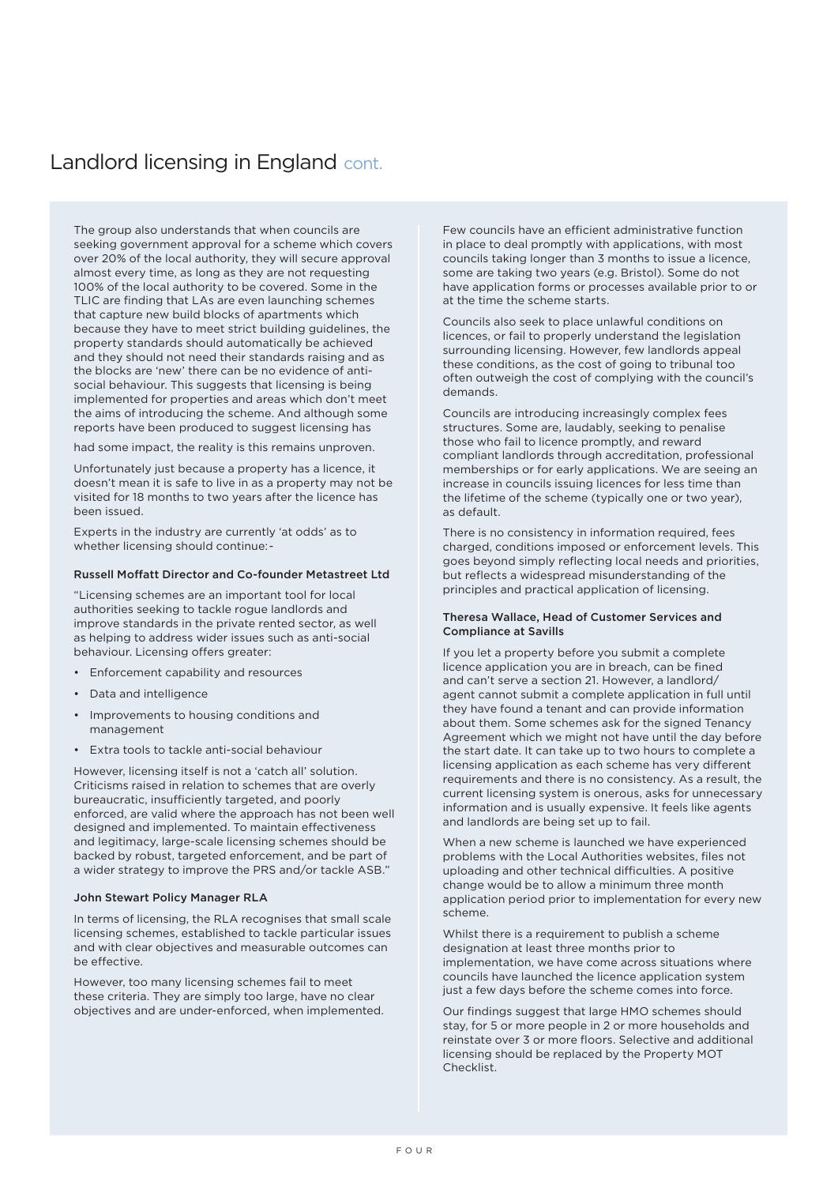# Landlord licensing in England cont.

The group also understands that when councils are seeking government approval for a scheme which covers over 20% of the local authority, they will secure approval almost every time, as long as they are not requesting 100% of the local authority to be covered. Some in the TLIC are finding that LAs are even launching schemes that capture new build blocks of apartments which because they have to meet strict building guidelines, the property standards should automatically be achieved and they should not need their standards raising and as the blocks are 'new' there can be no evidence of anti-social behaviour. This suggests that licensing is being implemented for properties and areas which don't meet the aims of introducing the scheme. And although some reports have been produced to suggest licensing has had some impact, the reality is this remains unproven.

Unfortunately just because a property has a licence, it doesn't mean it is safe to live in as a property may not be visited for 18 months to two years after the licence has been issued.

Experts in the industry are currently 'at odds' as to whether licensing should continue:-

**Russell Moffatt Director and Co-founder Metastreet Ltd**

"Licensing schemes are an important tool for local authorities seeking to tackle rogue landlords and improve standards in the private rented sector, as well as helping to address wider issues such as anti-social behaviour. Licensing offers greater:

- Enforcement capability and resources
- Data and intelligence
- Improvements to housing conditions and management
- Extra tools to tackle anti-social behaviour

However, licensing itself is not a 'catch all' solution. Criticisms raised in relation to schemes that are overly bureaucratic, insufficiently targeted, and poorly enforced, are valid where the approach has not been well designed and implemented. To maintain effectiveness and legitimacy, large-scale licensing schemes should be backed by robust, targeted enforcement, and be part of a wider strategy to improve the PRS and/or tackle ASB."

**John Stewart Policy Manager RLA**

In terms of licensing, the RLA recognises that small scale licensing schemes, established to tackle particular issues and with clear objectives and measurable outcomes can be effective.

However, too many licensing schemes fail to meet these criteria. They are simply too large, have no clear objectives and are under-enforced, when implemented.

Few councils have an efficient administrative function in place to deal promptly with applications, with most councils taking longer than 3 months to issue a licence, some are taking two years (e.g. Bristol). Some do not have application forms or processes available prior to or at the time the scheme starts.

Councils also seek to place unlawful conditions on licences, or fail to properly understand the legislation surrounding licensing. However, few landlords appeal these conditions, as the cost of going to tribunal too often outweigh the cost of complying with the council's demands.

Councils are introducing increasingly complex fees structures. Some are, laudably, seeking to penalise those who fail to licence promptly, and reward compliant landlords through accreditation, professional memberships or for early applications. We are seeing an increase in councils issuing licences for less time than the lifetime of the scheme (typically one or two year), as default.

There is no consistency in information required, fees charged, conditions imposed or enforcement levels. This goes beyond simply reflecting local needs and priorities, but reflects a widespread misunderstanding of the principles and practical application of licensing.

**Theresa Wallace, Head of Customer Services and Compliance at Savills**

If you let a property before you submit a complete licence application you are in breach, can be fined and can't serve a section 21. However, a landlord/agent cannot submit a complete application in full until they have found a tenant and can provide information about them. Some schemes ask for the signed Tenancy Agreement which we might not have until the day before the start date. It can take up to two hours to complete a licensing application as each scheme has very different requirements and there is no consistency. As a result, the current licensing system is onerous, asks for unnecessary information and is usually expensive. It feels like agents and landlords are being set up to fail.

When a new scheme is launched we have experienced problems with the Local Authorities websites, files not uploading and other technical difficulties. A positive change would be to allow a minimum three month application period prior to implementation for every new scheme.

Whilst there is a requirement to publish a scheme designation at least three months prior to implementation, we have come across situations where councils have launched the licence application system just a few days before the scheme comes into force.

Our findings suggest that large HMO schemes should stay, for 5 or more people in 2 or more households and reinstate over 3 or more floors. Selective and additional licensing should be replaced by the Property MOT Checklist.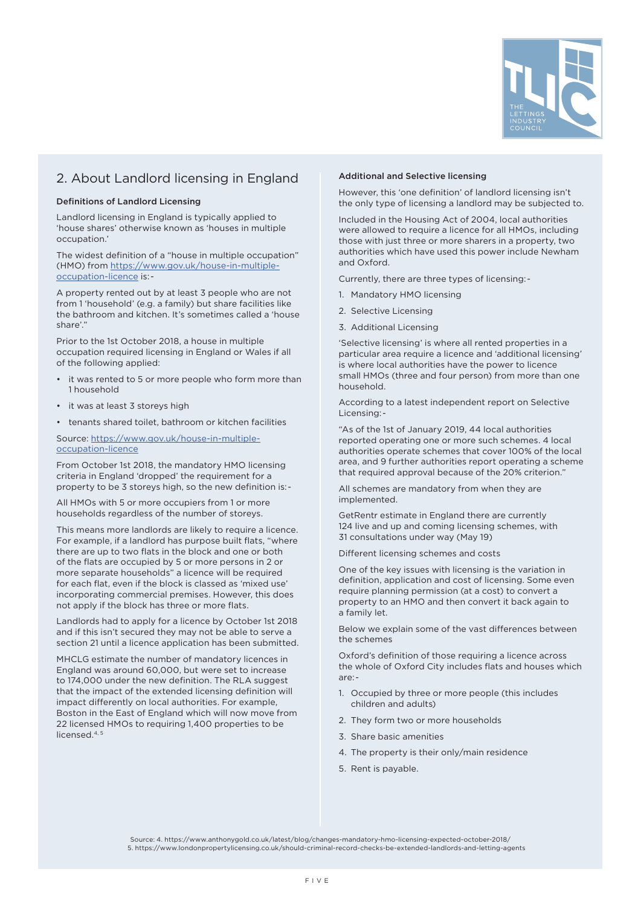## 2. About Landlord licensing in England

### Definitions of Landlord Licensing

Landlord licensing in England is typically applied to 'house shares' otherwise known as 'houses in multiple occupation.'

The widest definition of a "house in multiple occupation" (HMO) from https://www.gov.uk/house-in-multiple-occupation-licence is:-

A property rented out by at least 3 people who are not from 1 'household' (e.g. a family) but share facilities like the bathroom and kitchen. It's sometimes called a 'house share'."

Prior to the 1st October 2018, a house in multiple occupation required licensing in England or Wales if all of the following applied:

- it was rented to 5 or more people who form more than 1 household
- it was at least 3 storeys high
- tenants shared toilet, bathroom or kitchen facilities

Source: https://www.gov.uk/house-in-multiple-occupation-licence

From October 1st 2018, the mandatory HMO licensing criteria in England 'dropped' the requirement for a property to be 3 storeys high, so the new definition is:-

All HMOs with 5 or more occupiers from 1 or more households regardless of the number of storeys.

This means more landlords are likely to require a licence. For example, if a landlord has purpose built flats, "where there are up to two flats in the block and one or both of the flats are occupied by 5 or more persons in 2 or more separate households" a licence will be required for each flat, even if the block is classed as 'mixed use' incorporating commercial premises. However, this does not apply if the block has three or more flats.

Landlords had to apply for a licence by October 1st 2018 and if this isn't secured they may not be able to serve a section 21 until a licence application has been submitted.

MHCLG estimate the number of mandatory licences in England was around 60,000, but were set to increase to 174,000 under the new definition. The RLA suggest that the impact of the extended licensing definition will impact differently on local authorities. For example, Boston in the East of England which will now move from 22 licensed HMOs to requiring 1,400 properties to be licensed.[4, 5]

### Additional and Selective licensing

However, this 'one definition' of landlord licensing isn't the only type of licensing a landlord may be subjected to.

Included in the Housing Act of 2004, local authorities were allowed to require a licence for all HMOs, including those with just three or more sharers in a property, two authorities which have used this power include Newham and Oxford.

Currently, there are three types of licensing:-

1. Mandatory HMO licensing
2. Selective Licensing
3. Additional Licensing

'Selective licensing' is where all rented properties in a particular area require a licence and 'additional licensing' is where local authorities have the power to licence small HMOs (three and four person) from more than one household.

According to a latest independent report on Selective Licensing:-

"As of the 1st of January 2019, 44 local authorities reported operating one or more such schemes. 4 local authorities operate schemes that cover 100% of the local area, and 9 further authorities report operating a scheme that required approval because of the 20% criterion."

All schemes are mandatory from when they are implemented.

GetRentr estimate in England there are currently 124 live and up and coming licensing schemes, with 31 consultations under way (May 19)

Different licensing schemes and costs

One of the key issues with licensing is the variation in definition, application and cost of licensing. Some even require planning permission (at a cost) to convert a property to an HMO and then convert it back again to a family let.

Below we explain some of the vast differences between the schemes

Oxford's definition of those requiring a licence across the whole of Oxford City includes flats and houses which are:-

1. Occupied by three or more people (this includes children and adults)
2. They form two or more households
3. Share basic amenities
4. The property is their only/main residence
5. Rent is payable.

Source: 4. https://www.anthonygold.co.uk/latest/blog/changes-mandatory-hmo-licensing-expected-october-2018/
5. https://www.londonpropertylicensing.co.uk/should-criminal-record-checks-be-extended-landlords-and-letting-agents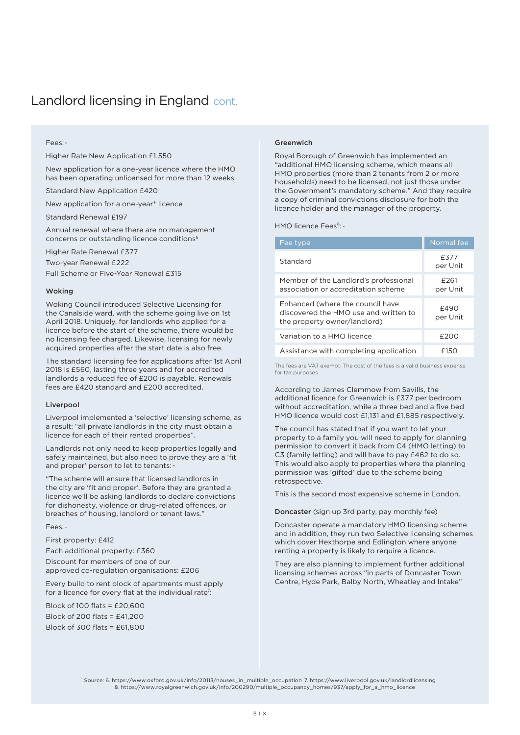# Landlord licensing in England cont.

Fees:-

Higher Rate New Application £1,550

New application for a one-year licence where the HMO has been operating unlicensed for more than 12 weeks

Standard New Application £420

New application for a one-year* licence

Standard Renewal £197

Annual renewal where there are no management concerns or outstanding licence conditions[6]

Higher Rate Renewal £377

Two-year Renewal £222

Full Scheme or Five-Year Renewal £315

### Woking

Woking Council introduced Selective Licensing for the Canalside ward, with the scheme going live on 1st April 2018. Uniquely, for landlords who applied for a licence before the start of the scheme, there would be no licensing fee charged. Likewise, licensing for newly acquired properties after the start date is also free.

The standard licensing fee for applications after 1st April 2018 is £560, lasting three years and for accredited landlords a reduced fee of £200 is payable. Renewals fees are £420 standard and £200 accredited.

### Liverpool

Liverpool implemented a 'selective' licensing scheme, as a result: "all private landlords in the city must obtain a licence for each of their rented properties".

Landlords not only need to keep properties legally and safely maintained, but also need to prove they are a 'fit and proper' person to let to tenants:-

"The scheme will ensure that licensed landlords in the city are 'fit and proper'. Before they are granted a licence we'll be asking landlords to declare convictions for dishonesty, violence or drug-related offences, or breaches of housing, landlord or tenant laws."

Fees:-

First property: £412

Each additional property: £360

Discount for members of one of our approved co-regulation organisations: £206

Every build to rent block of apartments must apply for a licence for every flat at the individual rate[7]:

Block of 100 flats = £20,600

Block of 200 flats = £41,200

Block of 300 flats = £61,800

### Greenwich

Royal Borough of Greenwich has implemented an "additional HMO licensing scheme, which means all HMO properties (more than 2 tenants from 2 or more households) need to be licensed, not just those under the Government's mandatory scheme." And they require a copy of criminal convictions disclosure for both the licence holder and the manager of the property.

HMO licence Fees[8]:-

| Fee type | Normal fee |
|---|---|
| Standard | £377 per Unit |
| Member of the Landlord's professional association or accreditation scheme | £261 per Unit |
| Enhanced (where the council have discovered the HMO use and written to the property owner/landlord) | £490 per Unit |
| Variation to a HMO licence | £200 |
| Assistance with completing application | £150 |

The fees are VAT exempt. The cost of the fees is a valid business expense for tax purposes.

According to James Clemmow from Savills, the additional licence for Greenwich is £377 per bedroom without accreditation, while a three bed and a five bed HMO licence would cost £1,131 and £1,885 respectively.

The council has stated that if you want to let your property to a family you will need to apply for planning permission to convert it back from C4 (HMO letting) to C3 (family letting) and will have to pay £462 to do so. This would also apply to properties where the planning permission was 'gifted' due to the scheme being retrospective.

This is the second most expensive scheme in London.

**Doncaster** (sign up 3rd party, pay monthly fee)

Doncaster operate a mandatory HMO licensing scheme and in addition, they run two Selective licensing schemes which cover Hexthorpe and Edlington where anyone renting a property is likely to require a licence.

They are also planning to implement further additional licensing schemes across "in parts of Doncaster Town Centre, Hyde Park, Balby North, Wheatley and Intake"

Source: 6. https://www.oxford.gov.uk/info/20113/houses_in_multiple_occupation 7. https://www.liverpool.gov.uk/landlordlicensing 8. https://www.royalgreenwich.gov.uk/info/200290/multiple_occupancy_homes/937/apply_for_a_hmo_licence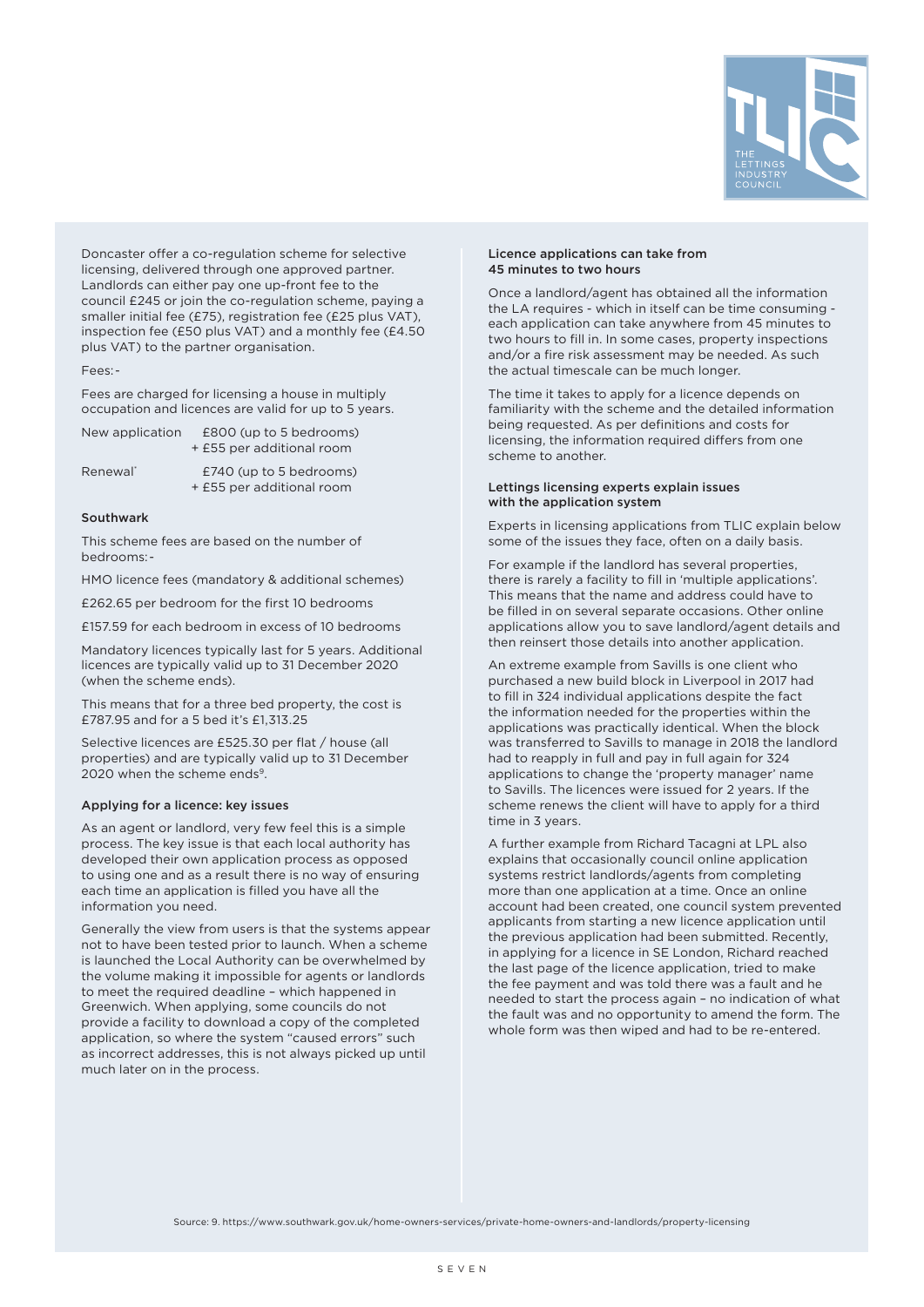Doncaster offer a co-regulation scheme for selective licensing, delivered through one approved partner. Landlords can either pay one up-front fee to the council £245 or join the co-regulation scheme, paying a smaller initial fee (£75), registration fee (£25 plus VAT), inspection fee (£50 plus VAT) and a monthly fee (£4.50 plus VAT) to the partner organisation.

Fees:-

Fees are charged for licensing a house in multiply occupation and licences are valid for up to 5 years.

| | |
|---|---|
| New application | £800 (up to 5 bedrooms) + £55 per additional room |
| Renewal* | £740 (up to 5 bedrooms) + £55 per additional room |

### Southwark

This scheme fees are based on the number of bedrooms:-

HMO licence fees (mandatory & additional schemes)

£262.65 per bedroom for the first 10 bedrooms

£157.59 for each bedroom in excess of 10 bedrooms

Mandatory licences typically last for 5 years. Additional licences are typically valid up to 31 December 2020 (when the scheme ends).

This means that for a three bed property, the cost is £787.95 and for a 5 bed it's £1,313.25

Selective licences are £525.30 per flat / house (all properties) and are typically valid up to 31 December 2020 when the scheme ends[9].

### Applying for a licence: key issues

As an agent or landlord, very few feel this is a simple process. The key issue is that each local authority has developed their own application process as opposed to using one and as a result there is no way of ensuring each time an application is filled you have all the information you need.

Generally the view from users is that the systems appear not to have been tested prior to launch. When a scheme is launched the Local Authority can be overwhelmed by the volume making it impossible for agents or landlords to meet the required deadline – which happened in Greenwich. When applying, some councils do not provide a facility to download a copy of the completed application, so where the system "caused errors" such as incorrect addresses, this is not always picked up until much later on in the process.

### Licence applications can take from 45 minutes to two hours

Once a landlord/agent has obtained all the information the LA requires - which in itself can be time consuming - each application can take anywhere from 45 minutes to two hours to fill in. In some cases, property inspections and/or a fire risk assessment may be needed. As such the actual timescale can be much longer.

The time it takes to apply for a licence depends on familiarity with the scheme and the detailed information being requested. As per definitions and costs for licensing, the information required differs from one scheme to another.

### Lettings licensing experts explain issues with the application system

Experts in licensing applications from TLIC explain below some of the issues they face, often on a daily basis.

For example if the landlord has several properties, there is rarely a facility to fill in 'multiple applications'. This means that the name and address could have to be filled in on several separate occasions. Other online applications allow you to save landlord/agent details and then reinsert those details into another application.

An extreme example from Savills is one client who purchased a new build block in Liverpool in 2017 had to fill in 324 individual applications despite the fact the information needed for the properties within the applications was practically identical. When the block was transferred to Savills to manage in 2018 the landlord had to reapply in full and pay in full again for 324 applications to change the 'property manager' name to Savills. The licences were issued for 2 years. If the scheme renews the client will have to apply for a third time in 3 years.

A further example from Richard Tacagni at LPL also explains that occasionally council online application systems restrict landlords/agents from completing more than one application at a time. Once an online account had been created, one council system prevented applicants from starting a new licence application until the previous application had been submitted. Recently, in applying for a licence in SE London, Richard reached the last page of the licence application, tried to make the fee payment and was told there was a fault and he needed to start the process again – no indication of what the fault was and no opportunity to amend the form. The whole form was then wiped and had to be re-entered.

Source: 9. https://www.southwark.gov.uk/home-owners-services/private-home-owners-and-landlords/property-licensing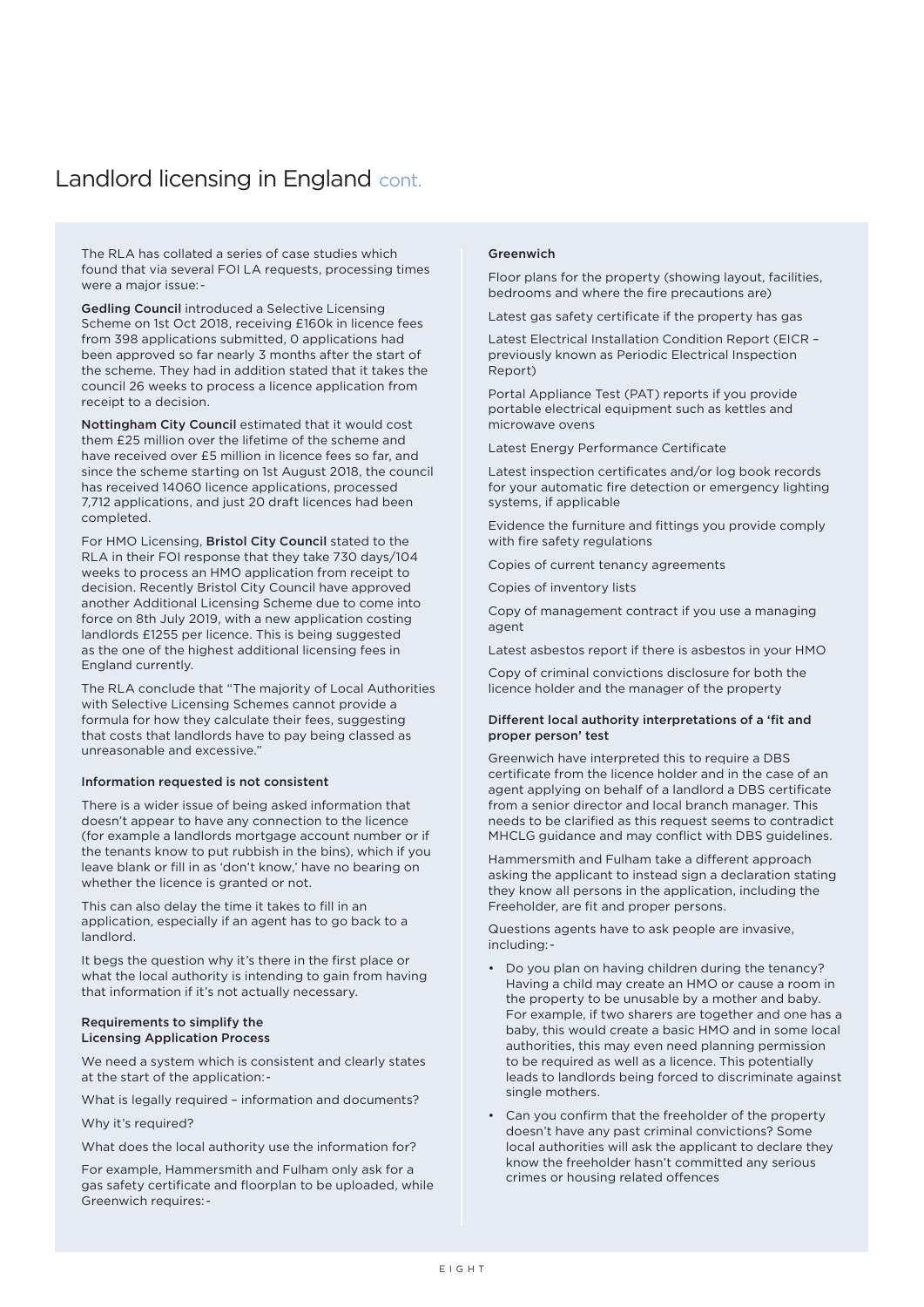## Landlord licensing in England cont.

The RLA has collated a series of case studies which found that via several FOI LA requests, processing times were a major issue:-

**Gedling Council** introduced a Selective Licensing Scheme on 1st Oct 2018, receiving £160k in licence fees from 398 applications submitted, 0 applications had been approved so far nearly 3 months after the start of the scheme. They had in addition stated that it takes the council 26 weeks to process a licence application from receipt to a decision.

**Nottingham City Council** estimated that it would cost them £25 million over the lifetime of the scheme and have received over £5 million in licence fees so far, and since the scheme starting on 1st August 2018, the council has received 14060 licence applications, processed 7,712 applications, and just 20 draft licences had been completed.

For HMO Licensing, **Bristol City Council** stated to the RLA in their FOI response that they take 730 days/104 weeks to process an HMO application from receipt to decision. Recently Bristol City Council have approved another Additional Licensing Scheme due to come into force on 8th July 2019, with a new application costing landlords £1255 per licence. This is being suggested as the one of the highest additional licensing fees in England currently.

The RLA conclude that "The majority of Local Authorities with Selective Licensing Schemes cannot provide a formula for how they calculate their fees, suggesting that costs that landlords have to pay being classed as unreasonable and excessive."

### Information requested is not consistent

There is a wider issue of being asked information that doesn't appear to have any connection to the licence (for example a landlords mortgage account number or if the tenants know to put rubbish in the bins), which if you leave blank or fill in as 'don't know,' have no bearing on whether the licence is granted or not.

This can also delay the time it takes to fill in an application, especially if an agent has to go back to a landlord.

It begs the question why it's there in the first place or what the local authority is intending to gain from having that information if it's not actually necessary.

### Requirements to simplify the Licensing Application Process

We need a system which is consistent and clearly states at the start of the application:-

What is legally required – information and documents?

Why it's required?

What does the local authority use the information for?

For example, Hammersmith and Fulham only ask for a gas safety certificate and floorplan to be uploaded, while Greenwich requires:-

**Greenwich**

Floor plans for the property (showing layout, facilities, bedrooms and where the fire precautions are)

Latest gas safety certificate if the property has gas

Latest Electrical Installation Condition Report (EICR – previously known as Periodic Electrical Inspection Report)

Portal Appliance Test (PAT) reports if you provide portable electrical equipment such as kettles and microwave ovens

Latest Energy Performance Certificate

Latest inspection certificates and/or log book records for your automatic fire detection or emergency lighting systems, if applicable

Evidence the furniture and fittings you provide comply with fire safety regulations

Copies of current tenancy agreements

Copies of inventory lists

Copy of management contract if you use a managing agent

Latest asbestos report if there is asbestos in your HMO

Copy of criminal convictions disclosure for both the licence holder and the manager of the property

### Different local authority interpretations of a 'fit and proper person' test

Greenwich have interpreted this to require a DBS certificate from the licence holder and in the case of an agent applying on behalf of a landlord a DBS certificate from a senior director and local branch manager. This needs to be clarified as this request seems to contradict MHCLG guidance and may conflict with DBS guidelines.

Hammersmith and Fulham take a different approach asking the applicant to instead sign a declaration stating they know all persons in the application, including the Freeholder, are fit and proper persons.

Questions agents have to ask people are invasive, including:-

- Do you plan on having children during the tenancy? Having a child may create an HMO or cause a room in the property to be unusable by a mother and baby. For example, if two sharers are together and one has a baby, this would create a basic HMO and in some local authorities, this may even need planning permission to be required as well as a licence. This potentially leads to landlords being forced to discriminate against single mothers.
- Can you confirm that the freeholder of the property doesn't have any past criminal convictions? Some local authorities will ask the applicant to declare they know the freeholder hasn't committed any serious crimes or housing related offences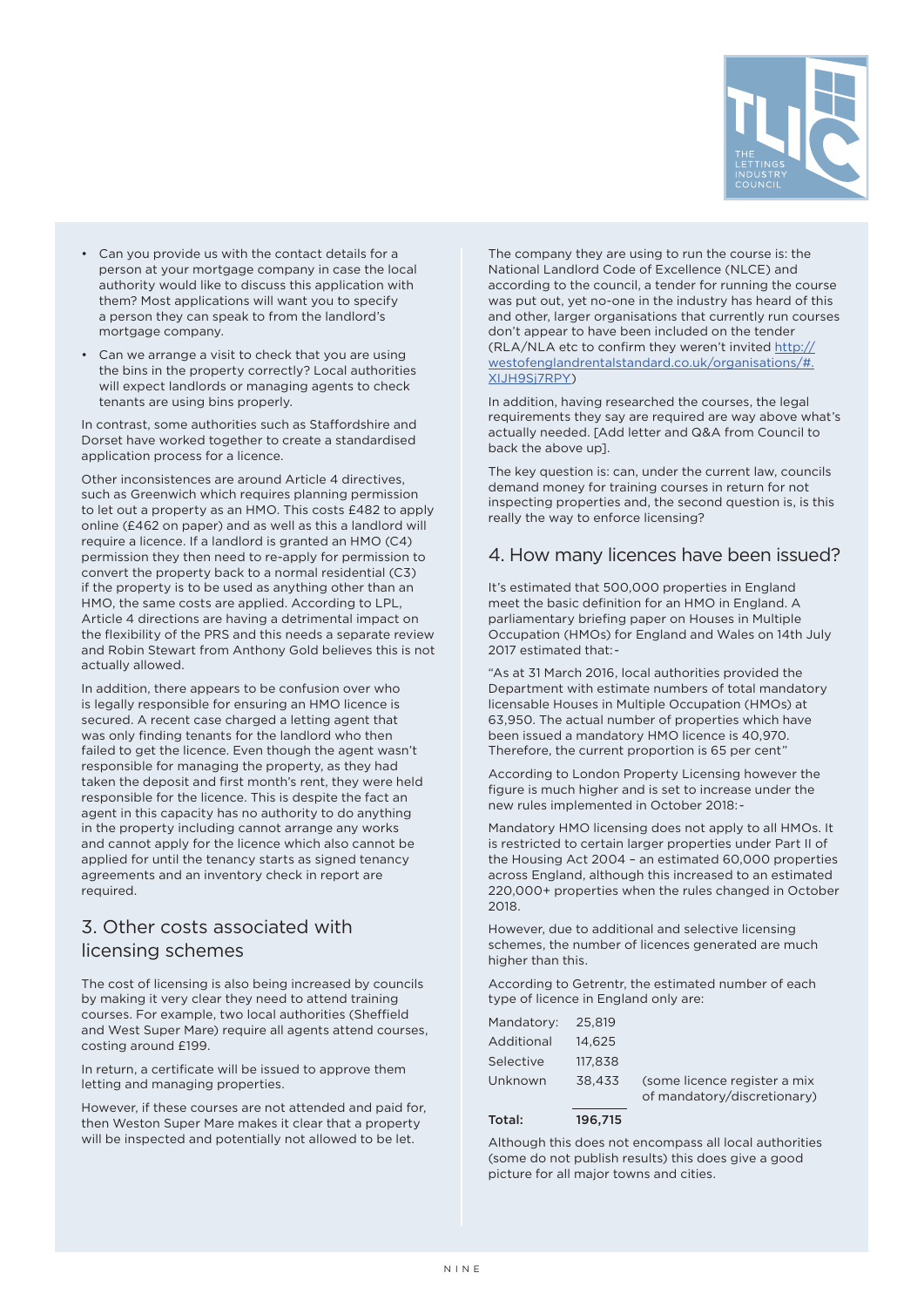- Can you provide us with the contact details for a person at your mortgage company in case the local authority would like to discuss this application with them? Most applications will want you to specify a person they can speak to from the landlord's mortgage company.
- Can we arrange a visit to check that you are using the bins in the property correctly? Local authorities will expect landlords or managing agents to check tenants are using bins properly.

In contrast, some authorities such as Staffordshire and Dorset have worked together to create a standardised application process for a licence.

Other inconsistences are around Article 4 directives, such as Greenwich which requires planning permission to let out a property as an HMO. This costs £482 to apply online (£462 on paper) and as well as this a landlord will require a licence. If a landlord is granted an HMO (C4) permission they then need to re-apply for permission to convert the property back to a normal residential (C3) if the property is to be used as anything other than an HMO, the same costs are applied. According to LPL, Article 4 directions are having a detrimental impact on the flexibility of the PRS and this needs a separate review and Robin Stewart from Anthony Gold believes this is not actually allowed.

In addition, there appears to be confusion over who is legally responsible for ensuring an HMO licence is secured. A recent case charged a letting agent that was only finding tenants for the landlord who then failed to get the licence. Even though the agent wasn't responsible for managing the property, as they had taken the deposit and first month's rent, they were held responsible for the licence. This is despite the fact an agent in this capacity has no authority to do anything in the property including cannot arrange any works and cannot apply for the licence which also cannot be applied for until the tenancy starts as signed tenancy agreements and an inventory check in report are required.

## 3. Other costs associated with licensing schemes

The cost of licensing is also being increased by councils by making it very clear they need to attend training courses. For example, two local authorities (Sheffield and West Super Mare) require all agents attend courses, costing around £199.

In return, a certificate will be issued to approve them letting and managing properties.

However, if these courses are not attended and paid for, then Weston Super Mare makes it clear that a property will be inspected and potentially not allowed to be let.

The company they are using to run the course is: the National Landlord Code of Excellence (NLCE) and according to the council, a tender for running the course was put out, yet no-one in the industry has heard of this and other, larger organisations that currently run courses don't appear to have been included on the tender (RLA/NLA etc to confirm they weren't invited http://westofenglandrentalstandard.co.uk/organisations/#.XIJH9Sj7RPY)

In addition, having researched the courses, the legal requirements they say are required are way above what's actually needed. [Add letter and Q&A from Council to back the above up].

The key question is: can, under the current law, councils demand money for training courses in return for not inspecting properties and, the second question is, is this really the way to enforce licensing?

## 4. How many licences have been issued?

It's estimated that 500,000 properties in England meet the basic definition for an HMO in England. A parliamentary briefing paper on Houses in Multiple Occupation (HMOs) for England and Wales on 14th July 2017 estimated that:-

"As at 31 March 2016, local authorities provided the Department with estimate numbers of total mandatory licensable Houses in Multiple Occupation (HMOs) at 63,950. The actual number of properties which have been issued a mandatory HMO licence is 40,970. Therefore, the current proportion is 65 per cent"

According to London Property Licensing however the figure is much higher and is set to increase under the new rules implemented in October 2018:-

Mandatory HMO licensing does not apply to all HMOs. It is restricted to certain larger properties under Part II of the Housing Act 2004 – an estimated 60,000 properties across England, although this increased to an estimated 220,000+ properties when the rules changed in October 2018.

However, due to additional and selective licensing schemes, the number of licences generated are much higher than this.

According to Getrentr, the estimated number of each type of licence in England only are:

| | | |
|---|---|---|
| Mandatory: | 25,819 | |
| Additional | 14,625 | |
| Selective | 117,838 | |
| Unknown | 38,433 | (some licence register a mix of mandatory/discretionary) |
| **Total:** | **196,715** | |

Although this does not encompass all local authorities (some do not publish results) this does give a good picture for all major towns and cities.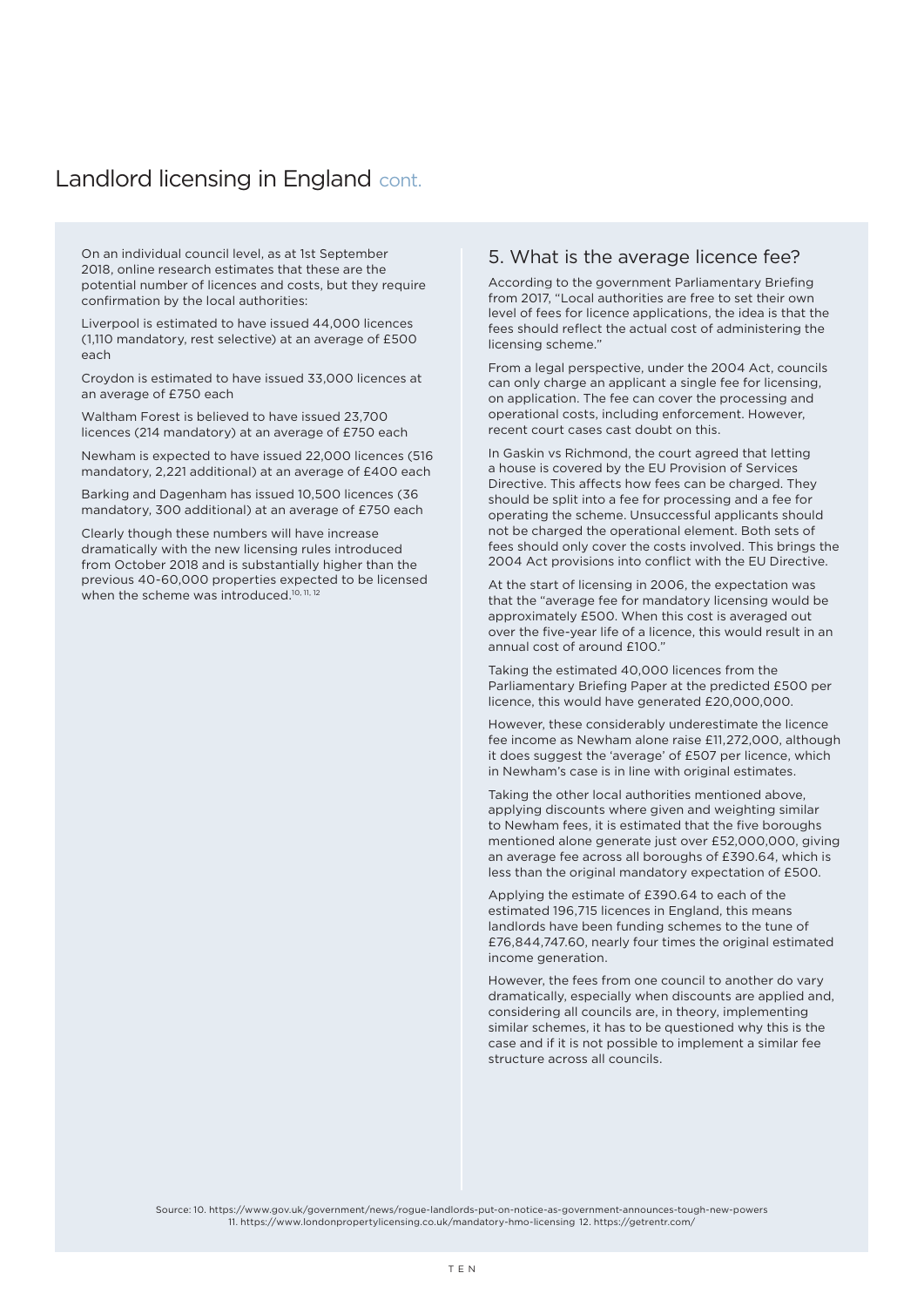# Landlord licensing in England cont.

On an individual council level, as at 1st September 2018, online research estimates that these are the potential number of licences and costs, but they require confirmation by the local authorities:

Liverpool is estimated to have issued 44,000 licences (1,110 mandatory, rest selective) at an average of £500 each

Croydon is estimated to have issued 33,000 licences at an average of £750 each

Waltham Forest is believed to have issued 23,700 licences (214 mandatory) at an average of £750 each

Newham is expected to have issued 22,000 licences (516 mandatory, 2,221 additional) at an average of £400 each

Barking and Dagenham has issued 10,500 licences (36 mandatory, 300 additional) at an average of £750 each

Clearly though these numbers will have increase dramatically with the new licensing rules introduced from October 2018 and is substantially higher than the previous 40-60,000 properties expected to be licensed when the scheme was introduced.[10, 11, 12]

## 5. What is the average licence fee?

According to the government Parliamentary Briefing from 2017, "Local authorities are free to set their own level of fees for licence applications, the idea is that the fees should reflect the actual cost of administering the licensing scheme."

From a legal perspective, under the 2004 Act, councils can only charge an applicant a single fee for licensing, on application. The fee can cover the processing and operational costs, including enforcement. However, recent court cases cast doubt on this.

In Gaskin vs Richmond, the court agreed that letting a house is covered by the EU Provision of Services Directive. This affects how fees can be charged. They should be split into a fee for processing and a fee for operating the scheme. Unsuccessful applicants should not be charged the operational element. Both sets of fees should only cover the costs involved. This brings the 2004 Act provisions into conflict with the EU Directive.

At the start of licensing in 2006, the expectation was that the "average fee for mandatory licensing would be approximately £500. When this cost is averaged out over the five-year life of a licence, this would result in an annual cost of around £100."

Taking the estimated 40,000 licences from the Parliamentary Briefing Paper at the predicted £500 per licence, this would have generated £20,000,000.

However, these considerably underestimate the licence fee income as Newham alone raise £11,272,000, although it does suggest the 'average' of £507 per licence, which in Newham's case is in line with original estimates.

Taking the other local authorities mentioned above, applying discounts where given and weighting similar to Newham fees, it is estimated that the five boroughs mentioned alone generate just over £52,000,000, giving an average fee across all boroughs of £390.64, which is less than the original mandatory expectation of £500.

Applying the estimate of £390.64 to each of the estimated 196,715 licences in England, this means landlords have been funding schemes to the tune of £76,844,747.60, nearly four times the original estimated income generation.

However, the fees from one council to another do vary dramatically, especially when discounts are applied and, considering all councils are, in theory, implementing similar schemes, it has to be questioned why this is the case and if it is not possible to implement a similar fee structure across all councils.

Source: 10. https://www.gov.uk/government/news/rogue-landlords-put-on-notice-as-government-announces-tough-new-powers
11. https://www.londonpropertylicensing.co.uk/mandatory-hmo-licensing 12. https://getrentr.com/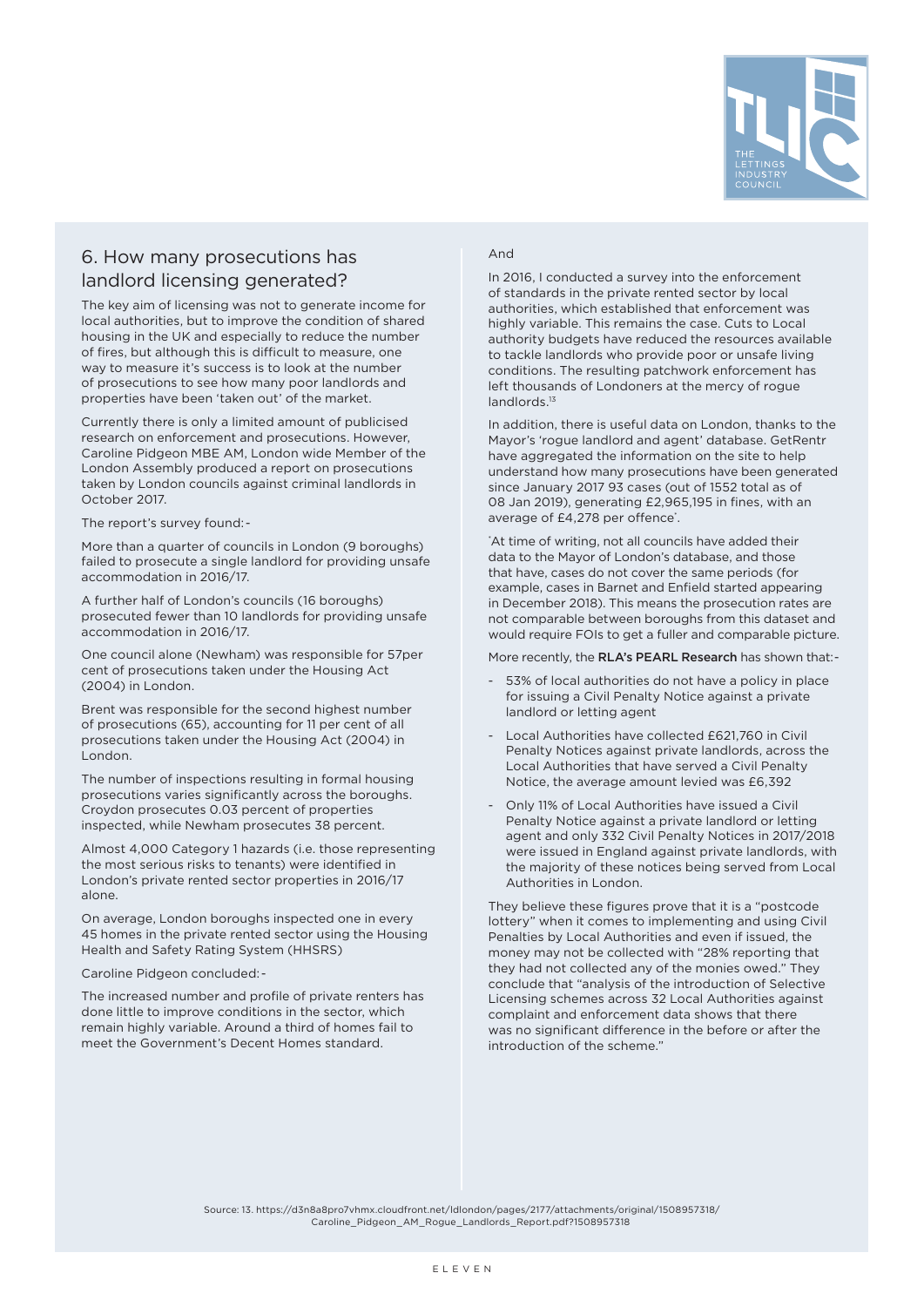## 6. How many prosecutions has landlord licensing generated?

The key aim of licensing was not to generate income for local authorities, but to improve the condition of shared housing in the UK and especially to reduce the number of fires, but although this is difficult to measure, one way to measure it's success is to look at the number of prosecutions to see how many poor landlords and properties have been 'taken out' of the market.

Currently there is only a limited amount of publicised research on enforcement and prosecutions. However, Caroline Pidgeon MBE AM, London wide Member of the London Assembly produced a report on prosecutions taken by London councils against criminal landlords in October 2017.

The report's survey found:-

More than a quarter of councils in London (9 boroughs) failed to prosecute a single landlord for providing unsafe accommodation in 2016/17.

A further half of London's councils (16 boroughs) prosecuted fewer than 10 landlords for providing unsafe accommodation in 2016/17.

One council alone (Newham) was responsible for 57per cent of prosecutions taken under the Housing Act (2004) in London.

Brent was responsible for the second highest number of prosecutions (65), accounting for 11 per cent of all prosecutions taken under the Housing Act (2004) in London.

The number of inspections resulting in formal housing prosecutions varies significantly across the boroughs. Croydon prosecutes 0.03 percent of properties inspected, while Newham prosecutes 38 percent.

Almost 4,000 Category 1 hazards (i.e. those representing the most serious risks to tenants) were identified in London's private rented sector properties in 2016/17 alone.

On average, London boroughs inspected one in every 45 homes in the private rented sector using the Housing Health and Safety Rating System (HHSRS)

Caroline Pidgeon concluded:-

The increased number and profile of private renters has done little to improve conditions in the sector, which remain highly variable. Around a third of homes fail to meet the Government's Decent Homes standard.

And

In 2016, I conducted a survey into the enforcement of standards in the private rented sector by local authorities, which established that enforcement was highly variable. This remains the case. Cuts to Local authority budgets have reduced the resources available to tackle landlords who provide poor or unsafe living conditions. The resulting patchwork enforcement has left thousands of Londoners at the mercy of rogue landlords.[13]

In addition, there is useful data on London, thanks to the Mayor's 'rogue landlord and agent' database. GetRentr have aggregated the information on the site to help understand how many prosecutions have been generated since January 2017 93 cases (out of 1552 total as of 08 Jan 2019), generating £2,965,195 in fines, with an average of £4,278 per offence*.

*At time of writing, not all councils have added their data to the Mayor of London's database, and those that have, cases do not cover the same periods (for example, cases in Barnet and Enfield started appearing in December 2018). This means the prosecution rates are not comparable between boroughs from this dataset and would require FOIs to get a fuller and comparable picture.

More recently, the **RLA's PEARL Research** has shown that:-

- 53% of local authorities do not have a policy in place for issuing a Civil Penalty Notice against a private landlord or letting agent
- Local Authorities have collected £621,760 in Civil Penalty Notices against private landlords, across the Local Authorities that have served a Civil Penalty Notice, the average amount levied was £6,392
- Only 11% of Local Authorities have issued a Civil Penalty Notice against a private landlord or letting agent and only 332 Civil Penalty Notices in 2017/2018 were issued in England against private landlords, with the majority of these notices being served from Local Authorities in London.

They believe these figures prove that it is a "postcode lottery" when it comes to implementing and using Civil Penalties by Local Authorities and even if issued, the money may not be collected with "28% reporting that they had not collected any of the monies owed." They conclude that "analysis of the introduction of Selective Licensing schemes across 32 Local Authorities against complaint and enforcement data shows that there was no significant difference in the before or after the introduction of the scheme."

Source: 13. https://d3n8a8pro7vhmx.cloudfront.net/ldlondon/pages/2177/attachments/original/1508957318/Caroline_Pidgeon_AM_Rogue_Landlords_Report.pdf?1508957318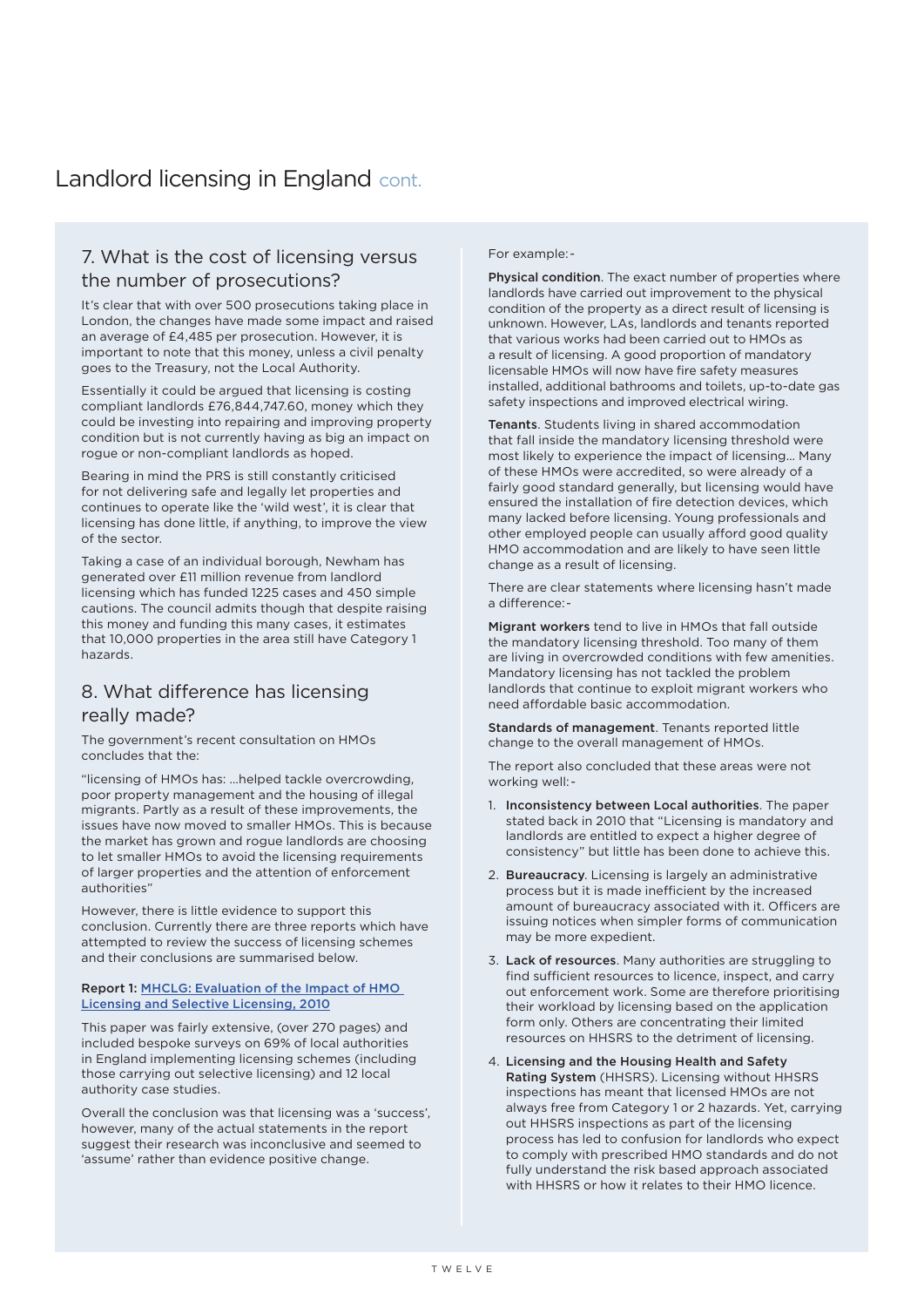# Landlord licensing in England cont.

## 7. What is the cost of licensing versus the number of prosecutions?

It's clear that with over 500 prosecutions taking place in London, the changes have made some impact and raised an average of £4,485 per prosecution. However, it is important to note that this money, unless a civil penalty goes to the Treasury, not the Local Authority.

Essentially it could be argued that licensing is costing compliant landlords £76,844,747.60, money which they could be investing into repairing and improving property condition but is not currently having as big an impact on rogue or non-compliant landlords as hoped.

Bearing in mind the PRS is still constantly criticised for not delivering safe and legally let properties and continues to operate like the 'wild west', it is clear that licensing has done little, if anything, to improve the view of the sector.

Taking a case of an individual borough, Newham has generated over £11 million revenue from landlord licensing which has funded 1225 cases and 450 simple cautions. The council admits though that despite raising this money and funding this many cases, it estimates that 10,000 properties in the area still have Category 1 hazards.

## 8. What difference has licensing really made?

The government's recent consultation on HMOs concludes that the:

"licensing of HMOs has: ...helped tackle overcrowding, poor property management and the housing of illegal migrants. Partly as a result of these improvements, the issues have now moved to smaller HMOs. This is because the market has grown and rogue landlords are choosing to let smaller HMOs to avoid the licensing requirements of larger properties and the attention of enforcement authorities"

However, there is little evidence to support this conclusion. Currently there are three reports which have attempted to review the success of licensing schemes and their conclusions are summarised below.

**Report 1: MHCLG: Evaluation of the Impact of HMO Licensing and Selective Licensing, 2010**

This paper was fairly extensive, (over 270 pages) and included bespoke surveys on 69% of local authorities in England implementing licensing schemes (including those carrying out selective licensing) and 12 local authority case studies.

Overall the conclusion was that licensing was a 'success', however, many of the actual statements in the report suggest their research was inconclusive and seemed to 'assume' rather than evidence positive change.

For example:-

**Physical condition**. The exact number of properties where landlords have carried out improvement to the physical condition of the property as a direct result of licensing is unknown. However, LAs, landlords and tenants reported that various works had been carried out to HMOs as a result of licensing. A good proportion of mandatory licensable HMOs will now have fire safety measures installed, additional bathrooms and toilets, up-to-date gas safety inspections and improved electrical wiring.

**Tenants**. Students living in shared accommodation that fall inside the mandatory licensing threshold were most likely to experience the impact of licensing… Many of these HMOs were accredited, so were already of a fairly good standard generally, but licensing would have ensured the installation of fire detection devices, which many lacked before licensing. Young professionals and other employed people can usually afford good quality HMO accommodation and are likely to have seen little change as a result of licensing.

There are clear statements where licensing hasn't made a difference:-

**Migrant workers** tend to live in HMOs that fall outside the mandatory licensing threshold. Too many of them are living in overcrowded conditions with few amenities. Mandatory licensing has not tackled the problem landlords that continue to exploit migrant workers who need affordable basic accommodation.

**Standards of management**. Tenants reported little change to the overall management of HMOs.

The report also concluded that these areas were not working well:-

1. **Inconsistency between Local authorities**. The paper stated back in 2010 that "Licensing is mandatory and landlords are entitled to expect a higher degree of consistency" but little has been done to achieve this.
2. **Bureaucracy**. Licensing is largely an administrative process but it is made inefficient by the increased amount of bureaucracy associated with it. Officers are issuing notices when simpler forms of communication may be more expedient.
3. **Lack of resources**. Many authorities are struggling to find sufficient resources to licence, inspect, and carry out enforcement work. Some are therefore prioritising their workload by licensing based on the application form only. Others are concentrating their limited resources on HHSRS to the detriment of licensing.
4. **Licensing and the Housing Health and Safety Rating System** (HHSRS). Licensing without HHSRS inspections has meant that licensed HMOs are not always free from Category 1 or 2 hazards. Yet, carrying out HHSRS inspections as part of the licensing process has led to confusion for landlords who expect to comply with prescribed HMO standards and do not fully understand the risk based approach associated with HHSRS or how it relates to their HMO licence.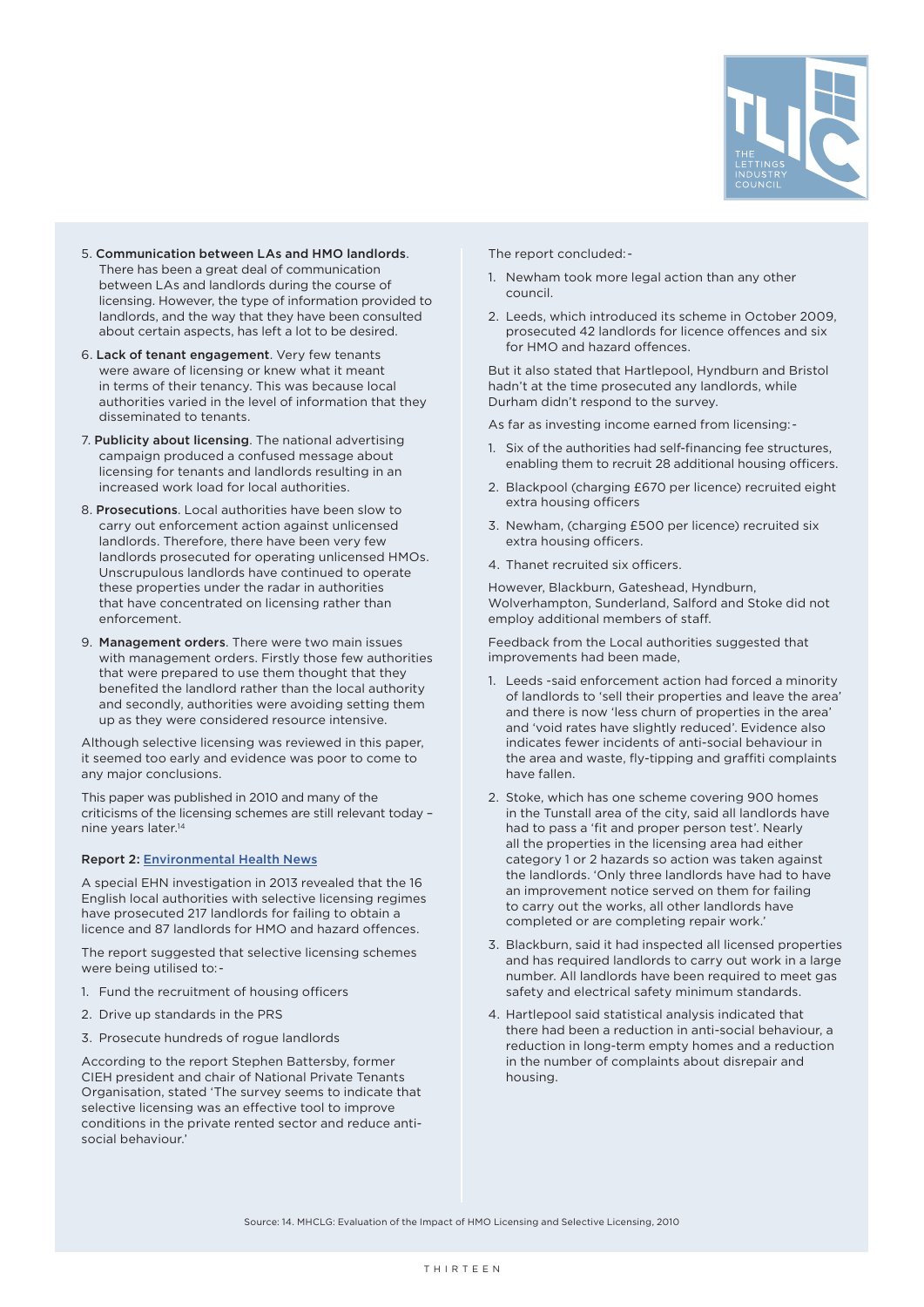5. **Communication between LAs and HMO landlords**. There has been a great deal of communication between LAs and landlords during the course of licensing. However, the type of information provided to landlords, and the way that they have been consulted about certain aspects, has left a lot to be desired.
6. **Lack of tenant engagement**. Very few tenants were aware of licensing or knew what it meant in terms of their tenancy. This was because local authorities varied in the level of information that they disseminated to tenants.
7. **Publicity about licensing**. The national advertising campaign produced a confused message about licensing for tenants and landlords resulting in an increased work load for local authorities.
8. **Prosecutions**. Local authorities have been slow to carry out enforcement action against unlicensed landlords. Therefore, there have been very few landlords prosecuted for operating unlicensed HMOs. Unscrupulous landlords have continued to operate these properties under the radar in authorities that have concentrated on licensing rather than enforcement.
9. **Management orders**. There were two main issues with management orders. Firstly those few authorities that were prepared to use them thought that they benefited the landlord rather than the local authority and secondly, authorities were avoiding setting them up as they were considered resource intensive.

Although selective licensing was reviewed in this paper, it seemed too early and evidence was poor to come to any major conclusions.

This paper was published in 2010 and many of the criticisms of the licensing schemes are still relevant today – nine years later.[14]

**Report 2: Environmental Health News**

A special EHN investigation in 2013 revealed that the 16 English local authorities with selective licensing regimes have prosecuted 217 landlords for failing to obtain a licence and 87 landlords for HMO and hazard offences.

The report suggested that selective licensing schemes were being utilised to:-

1. Fund the recruitment of housing officers
2. Drive up standards in the PRS
3. Prosecute hundreds of rogue landlords

According to the report Stephen Battersby, former CIEH president and chair of National Private Tenants Organisation, stated 'The survey seems to indicate that selective licensing was an effective tool to improve conditions in the private rented sector and reduce anti-social behaviour.'

The report concluded:-

1. Newham took more legal action than any other council.
2. Leeds, which introduced its scheme in October 2009, prosecuted 42 landlords for licence offences and six for HMO and hazard offences.

But it also stated that Hartlepool, Hyndburn and Bristol hadn't at the time prosecuted any landlords, while Durham didn't respond to the survey.

As far as investing income earned from licensing:-

1. Six of the authorities had self-financing fee structures, enabling them to recruit 28 additional housing officers.
2. Blackpool (charging £670 per licence) recruited eight extra housing officers
3. Newham, (charging £500 per licence) recruited six extra housing officers.
4. Thanet recruited six officers.

However, Blackburn, Gateshead, Hyndburn, Wolverhampton, Sunderland, Salford and Stoke did not employ additional members of staff.

Feedback from the Local authorities suggested that improvements had been made,

1. Leeds -said enforcement action had forced a minority of landlords to 'sell their properties and leave the area' and there is now 'less churn of properties in the area' and 'void rates have slightly reduced'. Evidence also indicates fewer incidents of anti-social behaviour in the area and waste, fly-tipping and graffiti complaints have fallen.
2. Stoke, which has one scheme covering 900 homes in the Tunstall area of the city, said all landlords have had to pass a 'fit and proper person test'. Nearly all the properties in the licensing area had either category 1 or 2 hazards so action was taken against the landlords. 'Only three landlords have had to have an improvement notice served on them for failing to carry out the works, all other landlords have completed or are completing repair work.'
3. Blackburn, said it had inspected all licensed properties and has required landlords to carry out work in a large number. All landlords have been required to meet gas safety and electrical safety minimum standards.
4. Hartlepool said statistical analysis indicated that there had been a reduction in anti-social behaviour, a reduction in long-term empty homes and a reduction in the number of complaints about disrepair and housing.

Source: 14. MHCLG: Evaluation of the Impact of HMO Licensing and Selective Licensing, 2010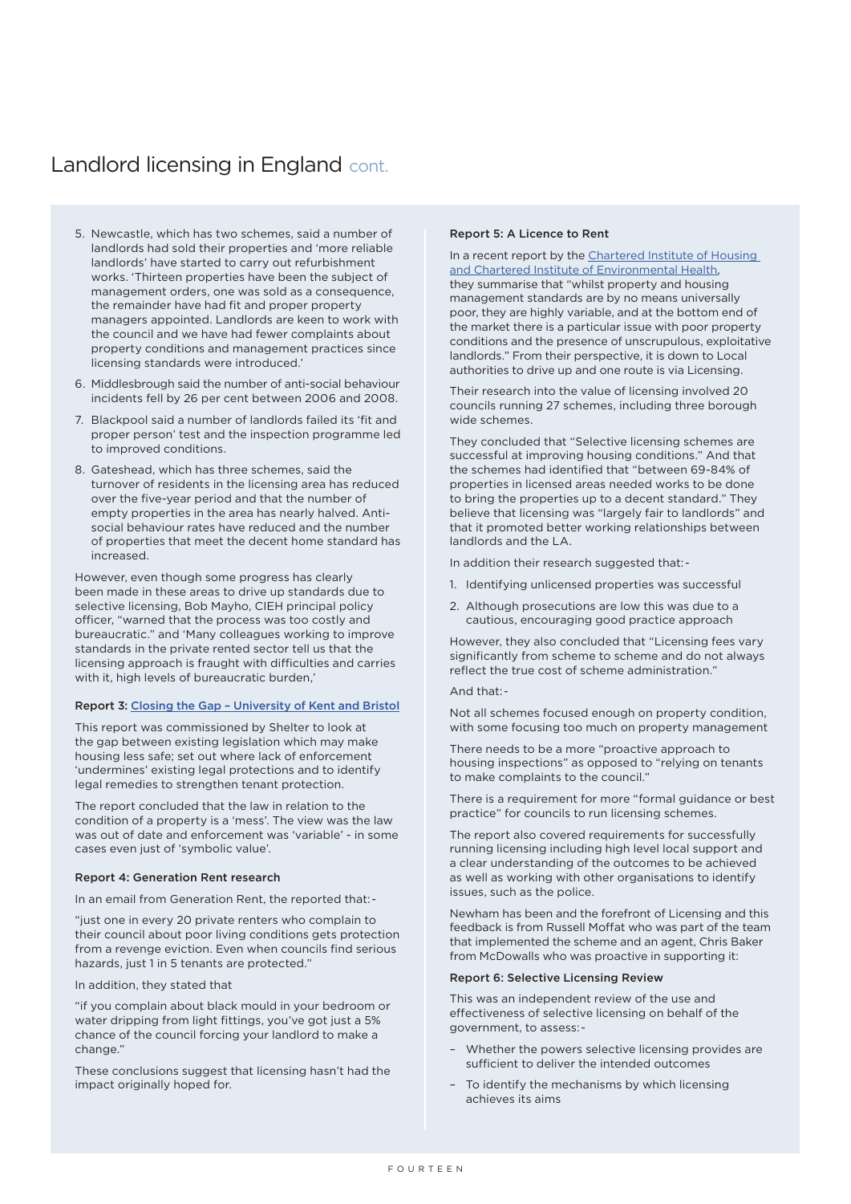## Landlord licensing in England cont.

5. Newcastle, which has two schemes, said a number of landlords had sold their properties and 'more reliable landlords' have started to carry out refurbishment works. 'Thirteen properties have been the subject of management orders, one was sold as a consequence, the remainder have had fit and proper property managers appointed. Landlords are keen to work with the council and we have had fewer complaints about property conditions and management practices since licensing standards were introduced.'
6. Middlesbrough said the number of anti-social behaviour incidents fell by 26 per cent between 2006 and 2008.
7. Blackpool said a number of landlords failed its 'fit and proper person' test and the inspection programme led to improved conditions.
8. Gateshead, which has three schemes, said the turnover of residents in the licensing area has reduced over the five-year period and that the number of empty properties in the area has nearly halved. Anti-social behaviour rates have reduced and the number of properties that meet the decent home standard has increased.

However, even though some progress has clearly been made in these areas to drive up standards due to selective licensing, Bob Mayho, CIEH principal policy officer, "warned that the process was too costly and bureaucratic." and 'Many colleagues working to improve standards in the private rented sector tell us that the licensing approach is fraught with difficulties and carries with it, high levels of bureaucratic burden,'

**Report 3: Closing the Gap – University of Kent and Bristol**

This report was commissioned by Shelter to look at the gap between existing legislation which may make housing less safe; set out where lack of enforcement 'undermines' existing legal protections and to identify legal remedies to strengthen tenant protection.

The report concluded that the law in relation to the condition of a property is a 'mess'. The view was the law was out of date and enforcement was 'variable' - in some cases even just of 'symbolic value'.

**Report 4: Generation Rent research**

In an email from Generation Rent, the reported that:-

"just one in every 20 private renters who complain to their council about poor living conditions gets protection from a revenge eviction. Even when councils find serious hazards, just 1 in 5 tenants are protected."

In addition, they stated that

"if you complain about black mould in your bedroom or water dripping from light fittings, you've got just a 5% chance of the council forcing your landlord to make a change."

These conclusions suggest that licensing hasn't had the impact originally hoped for.

**Report 5: A Licence to Rent**

In a recent report by the Chartered Institute of Housing and Chartered Institute of Environmental Health, they summarise that "whilst property and housing management standards are by no means universally poor, they are highly variable, and at the bottom end of the market there is a particular issue with poor property conditions and the presence of unscrupulous, exploitative landlords." From their perspective, it is down to Local authorities to drive up and one route is via Licensing.

Their research into the value of licensing involved 20 councils running 27 schemes, including three borough wide schemes.

They concluded that "Selective licensing schemes are successful at improving housing conditions." And that the schemes had identified that "between 69-84% of properties in licensed areas needed works to be done to bring the properties up to a decent standard." They believe that licensing was "largely fair to landlords" and that it promoted better working relationships between landlords and the LA.

In addition their research suggested that:-

1. Identifying unlicensed properties was successful
2. Although prosecutions are low this was due to a cautious, encouraging good practice approach

However, they also concluded that "Licensing fees vary significantly from scheme to scheme and do not always reflect the true cost of scheme administration."

And that:-

Not all schemes focused enough on property condition, with some focusing too much on property management

There needs to be a more "proactive approach to housing inspections" as opposed to "relying on tenants to make complaints to the council."

There is a requirement for more "formal guidance or best practice" for councils to run licensing schemes.

The report also covered requirements for successfully running licensing including high level local support and a clear understanding of the outcomes to be achieved as well as working with other organisations to identify issues, such as the police.

Newham has been and the forefront of Licensing and this feedback is from Russell Moffat who was part of the team that implemented the scheme and an agent, Chris Baker from McDowalls who was proactive in supporting it:

**Report 6: Selective Licensing Review**

This was an independent review of the use and effectiveness of selective licensing on behalf of the government, to assess:-

- Whether the powers selective licensing provides are sufficient to deliver the intended outcomes
- To identify the mechanisms by which licensing achieves its aims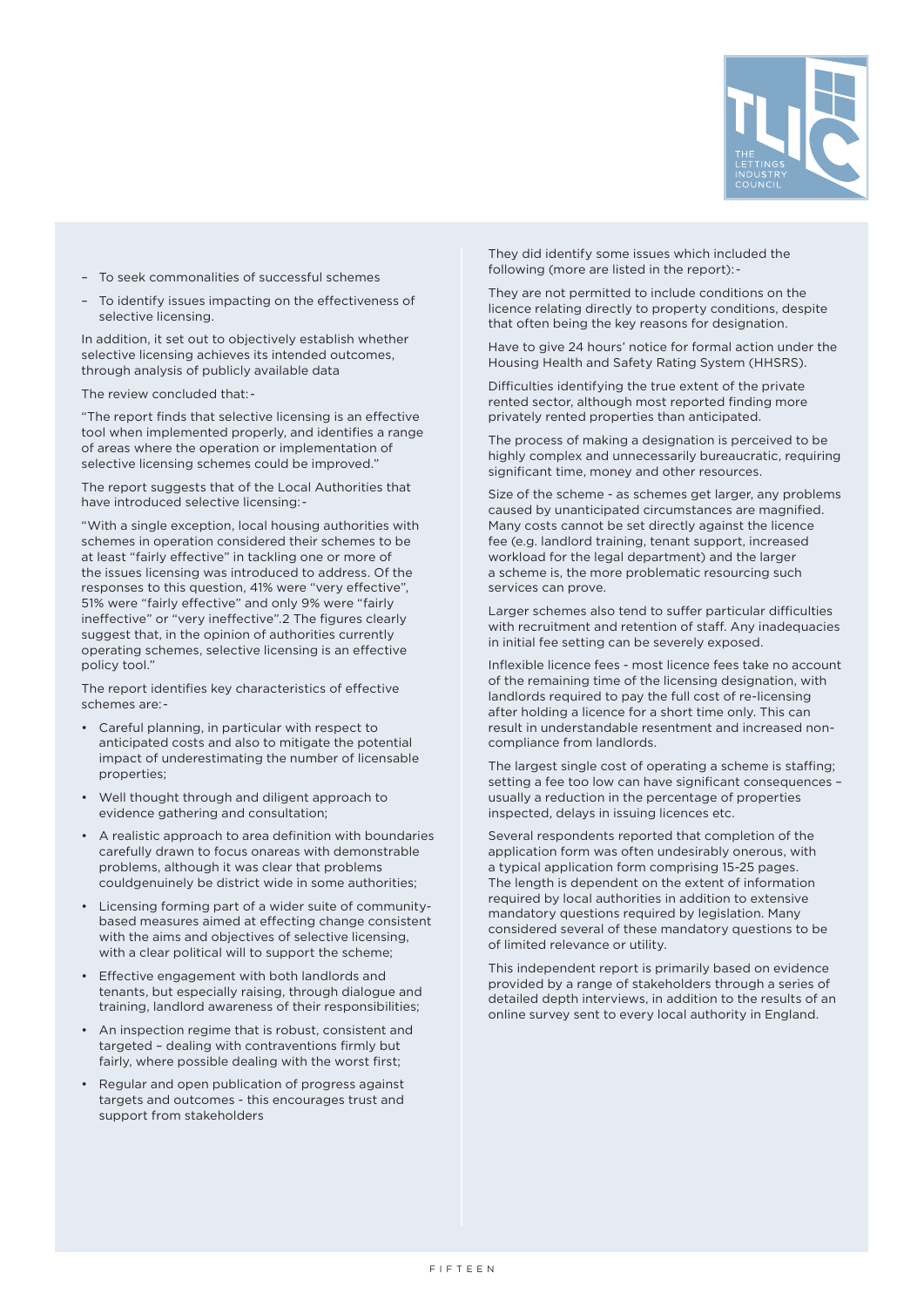- To seek commonalities of successful schemes
- To identify issues impacting on the effectiveness of selective licensing.

In addition, it set out to objectively establish whether selective licensing achieves its intended outcomes, through analysis of publicly available data

The review concluded that:-

"The report finds that selective licensing is an effective tool when implemented properly, and identifies a range of areas where the operation or implementation of selective licensing schemes could be improved."

The report suggests that of the Local Authorities that have introduced selective licensing:-

"With a single exception, local housing authorities with schemes in operation considered their schemes to be at least "fairly effective" in tackling one or more of the issues licensing was introduced to address. Of the responses to this question, 41% were "very effective", 51% were "fairly effective" and only 9% were "fairly ineffective" or "very ineffective".2 The figures clearly suggest that, in the opinion of authorities currently operating schemes, selective licensing is an effective policy tool."

The report identifies key characteristics of effective schemes are:-

- Careful planning, in particular with respect to anticipated costs and also to mitigate the potential impact of underestimating the number of licensable properties;
- Well thought through and diligent approach to evidence gathering and consultation;
- A realistic approach to area definition with boundaries carefully drawn to focus onareas with demonstrable problems, although it was clear that problems couldgenuinely be district wide in some authorities;
- Licensing forming part of a wider suite of community-based measures aimed at effecting change consistent with the aims and objectives of selective licensing, with a clear political will to support the scheme;
- Effective engagement with both landlords and tenants, but especially raising, through dialogue and training, landlord awareness of their responsibilities;
- An inspection regime that is robust, consistent and targeted – dealing with contraventions firmly but fairly, where possible dealing with the worst first;
- Regular and open publication of progress against targets and outcomes - this encourages trust and support from stakeholders

They did identify some issues which included the following (more are listed in the report):-

They are not permitted to include conditions on the licence relating directly to property conditions, despite that often being the key reasons for designation.

Have to give 24 hours' notice for formal action under the Housing Health and Safety Rating System (HHSRS).

Difficulties identifying the true extent of the private rented sector, although most reported finding more privately rented properties than anticipated.

The process of making a designation is perceived to be highly complex and unnecessarily bureaucratic, requiring significant time, money and other resources.

Size of the scheme - as schemes get larger, any problems caused by unanticipated circumstances are magnified. Many costs cannot be set directly against the licence fee (e.g. landlord training, tenant support, increased workload for the legal department) and the larger a scheme is, the more problematic resourcing such services can prove.

Larger schemes also tend to suffer particular difficulties with recruitment and retention of staff. Any inadequacies in initial fee setting can be severely exposed.

Inflexible licence fees - most licence fees take no account of the remaining time of the licensing designation, with landlords required to pay the full cost of re-licensing after holding a licence for a short time only. This can result in understandable resentment and increased non-compliance from landlords.

The largest single cost of operating a scheme is staffing; setting a fee too low can have significant consequences – usually a reduction in the percentage of properties inspected, delays in issuing licences etc.

Several respondents reported that completion of the application form was often undesirably onerous, with a typical application form comprising 15-25 pages. The length is dependent on the extent of information required by local authorities in addition to extensive mandatory questions required by legislation. Many considered several of these mandatory questions to be of limited relevance or utility.

This independent report is primarily based on evidence provided by a range of stakeholders through a series of detailed depth interviews, in addition to the results of an online survey sent to every local authority in England.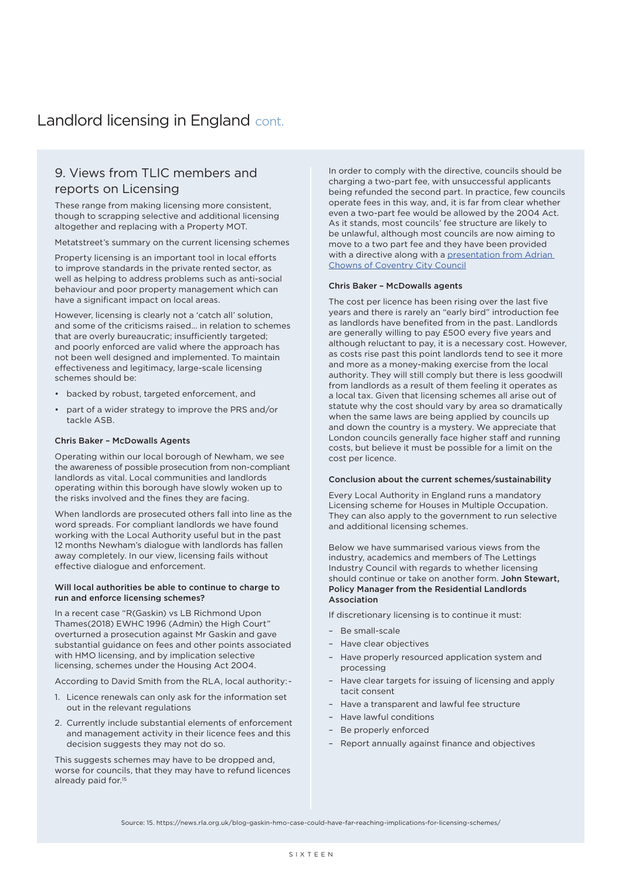# Landlord licensing in England cont.

## 9. Views from TLIC members and reports on Licensing

These range from making licensing more consistent, though to scrapping selective and additional licensing altogether and replacing with a Property MOT.

Metatstreet's summary on the current licensing schemes

Property licensing is an important tool in local efforts to improve standards in the private rented sector, as well as helping to address problems such as anti-social behaviour and poor property management which can have a significant impact on local areas.

However, licensing is clearly not a 'catch all' solution, and some of the criticisms raised... in relation to schemes that are overly bureaucratic; insufficiently targeted; and poorly enforced are valid where the approach has not been well designed and implemented. To maintain effectiveness and legitimacy, large-scale licensing schemes should be:

- backed by robust, targeted enforcement, and
- part of a wider strategy to improve the PRS and/or tackle ASB.

#### Chris Baker – McDowalls Agents

Operating within our local borough of Newham, we see the awareness of possible prosecution from non-compliant landlords as vital. Local communities and landlords operating within this borough have slowly woken up to the risks involved and the fines they are facing.

When landlords are prosecuted others fall into line as the word spreads. For compliant landlords we have found working with the Local Authority useful but in the past 12 months Newham's dialogue with landlords has fallen away completely. In our view, licensing fails without effective dialogue and enforcement.

#### Will local authorities be able to continue to charge to run and enforce licensing schemes?

In a recent case "R(Gaskin) vs LB Richmond Upon Thames(2018) EWHC 1996 (Admin) the High Court" overturned a prosecution against Mr Gaskin and gave substantial guidance on fees and other points associated with HMO licensing, and by implication selective licensing, schemes under the Housing Act 2004.

According to David Smith from the RLA, local authority:-

1. Licence renewals can only ask for the information set out in the relevant regulations
2. Currently include substantial elements of enforcement and management activity in their licence fees and this decision suggests they may not do so.

This suggests schemes may have to be dropped and, worse for councils, that they may have to refund licences already paid for.[15]

In order to comply with the directive, councils should be charging a two-part fee, with unsuccessful applicants being refunded the second part. In practice, few councils operate fees in this way, and, it is far from clear whether even a two-part fee would be allowed by the 2004 Act. As it stands, most councils' fee structure are likely to be unlawful, although most councils are now aiming to move to a two part fee and they have been provided with a directive along with a presentation from Adrian Chowns of Coventry City Council

#### Chris Baker – McDowalls agents

The cost per licence has been rising over the last five years and there is rarely an "early bird" introduction fee as landlords have benefited from in the past. Landlords are generally willing to pay £500 every five years and although reluctant to pay, it is a necessary cost. However, as costs rise past this point landlords tend to see it more and more as a money-making exercise from the local authority. They will still comply but there is less goodwill from landlords as a result of them feeling it operates as a local tax. Given that licensing schemes all arise out of statute why the cost should vary by area so dramatically when the same laws are being applied by councils up and down the country is a mystery. We appreciate that London councils generally face higher staff and running costs, but believe it must be possible for a limit on the cost per licence.

#### Conclusion about the current schemes/sustainability

Every Local Authority in England runs a mandatory Licensing scheme for Houses in Multiple Occupation. They can also apply to the government to run selective and additional licensing schemes.

Below we have summarised various views from the industry, academics and members of The Lettings Industry Council with regards to whether licensing should continue or take on another form. **John Stewart, Policy Manager from the Residential Landlords Association**

If discretionary licensing is to continue it must:

- Be small-scale
- Have clear objectives
- Have properly resourced application system and processing
- Have clear targets for issuing of licensing and apply tacit consent
- Have a transparent and lawful fee structure
- Have lawful conditions
- Be properly enforced
- Report annually against finance and objectives

Source: 15. https://news.rla.org.uk/blog-gaskin-hmo-case-could-have-far-reaching-implications-for-licensing-schemes/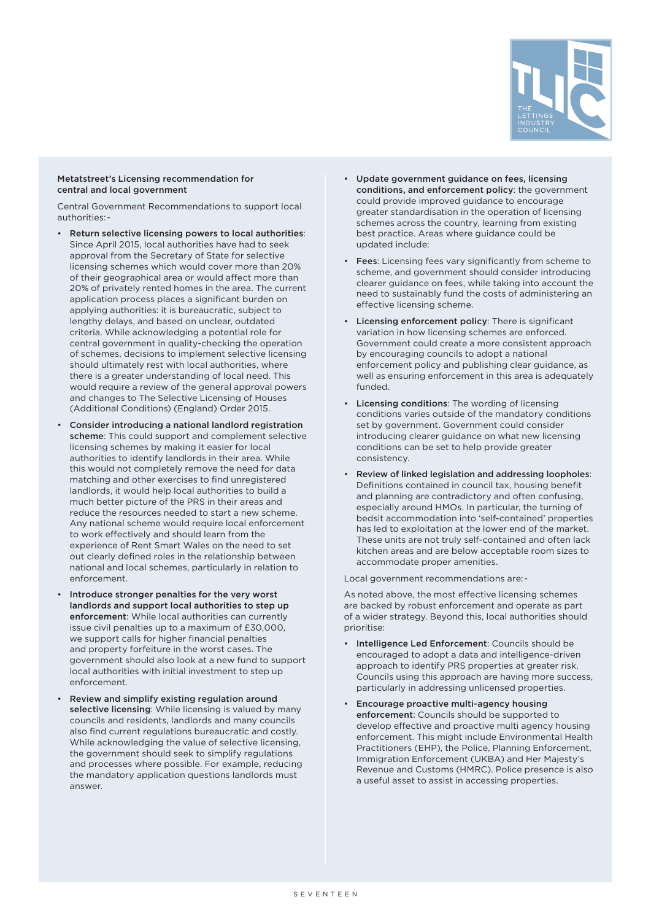**Metatstreet's Licensing recommendation for central and local government**

Central Government Recommendations to support local authorities:-

- **Return selective licensing powers to local authorities**: Since April 2015, local authorities have had to seek approval from the Secretary of State for selective licensing schemes which would cover more than 20% of their geographical area or would affect more than 20% of privately rented homes in the area. The current application process places a significant burden on applying authorities: it is bureaucratic, subject to lengthy delays, and based on unclear, outdated criteria. While acknowledging a potential role for central government in quality-checking the operation of schemes, decisions to implement selective licensing should ultimately rest with local authorities, where there is a greater understanding of local need. This would require a review of the general approval powers and changes to The Selective Licensing of Houses (Additional Conditions) (England) Order 2015.
- **Consider introducing a national landlord registration scheme**: This could support and complement selective licensing schemes by making it easier for local authorities to identify landlords in their area. While this would not completely remove the need for data matching and other exercises to find unregistered landlords, it would help local authorities to build a much better picture of the PRS in their areas and reduce the resources needed to start a new scheme. Any national scheme would require local enforcement to work effectively and should learn from the experience of Rent Smart Wales on the need to set out clearly defined roles in the relationship between national and local schemes, particularly in relation to enforcement.
- **Introduce stronger penalties for the very worst landlords and support local authorities to step up enforcement**: While local authorities can currently issue civil penalties up to a maximum of £30,000, we support calls for higher financial penalties and property forfeiture in the worst cases. The government should also look at a new fund to support local authorities with initial investment to step up enforcement.
- **Review and simplify existing regulation around selective licensing**: While licensing is valued by many councils and residents, landlords and many councils also find current regulations bureaucratic and costly. While acknowledging the value of selective licensing, the government should seek to simplify regulations and processes where possible. For example, reducing the mandatory application questions landlords must answer.
- **Update government guidance on fees, licensing conditions, and enforcement policy**: the government could provide improved guidance to encourage greater standardisation in the operation of licensing schemes across the country, learning from existing best practice. Areas where guidance could be updated include:
- **Fees**: Licensing fees vary significantly from scheme to scheme, and government should consider introducing clearer guidance on fees, while taking into account the need to sustainably fund the costs of administering an effective licensing scheme.
- **Licensing enforcement policy**: There is significant variation in how licensing schemes are enforced. Government could create a more consistent approach by encouraging councils to adopt a national enforcement policy and publishing clear guidance, as well as ensuring enforcement in this area is adequately funded.
- **Licensing conditions**: The wording of licensing conditions varies outside of the mandatory conditions set by government. Government could consider introducing clearer guidance on what new licensing conditions can be set to help provide greater consistency.
- **Review of linked legislation and addressing loopholes**: Definitions contained in council tax, housing benefit and planning are contradictory and often confusing, especially around HMOs. In particular, the turning of bedsit accommodation into 'self-contained' properties has led to exploitation at the lower end of the market. These units are not truly self-contained and often lack kitchen areas and are below acceptable room sizes to accommodate proper amenities.

Local government recommendations are:-

As noted above, the most effective licensing schemes are backed by robust enforcement and operate as part of a wider strategy. Beyond this, local authorities should prioritise:

- **Intelligence Led Enforcement**: Councils should be encouraged to adopt a data and intelligence-driven approach to identify PRS properties at greater risk. Councils using this approach are having more success, particularly in addressing unlicensed properties.
- **Encourage proactive multi-agency housing enforcement**: Councils should be supported to develop effective and proactive multi agency housing enforcement. This might include Environmental Health Practitioners (EHP), the Police, Planning Enforcement, Immigration Enforcement (UKBA) and Her Majesty's Revenue and Customs (HMRC). Police presence is also a useful asset to assist in accessing properties.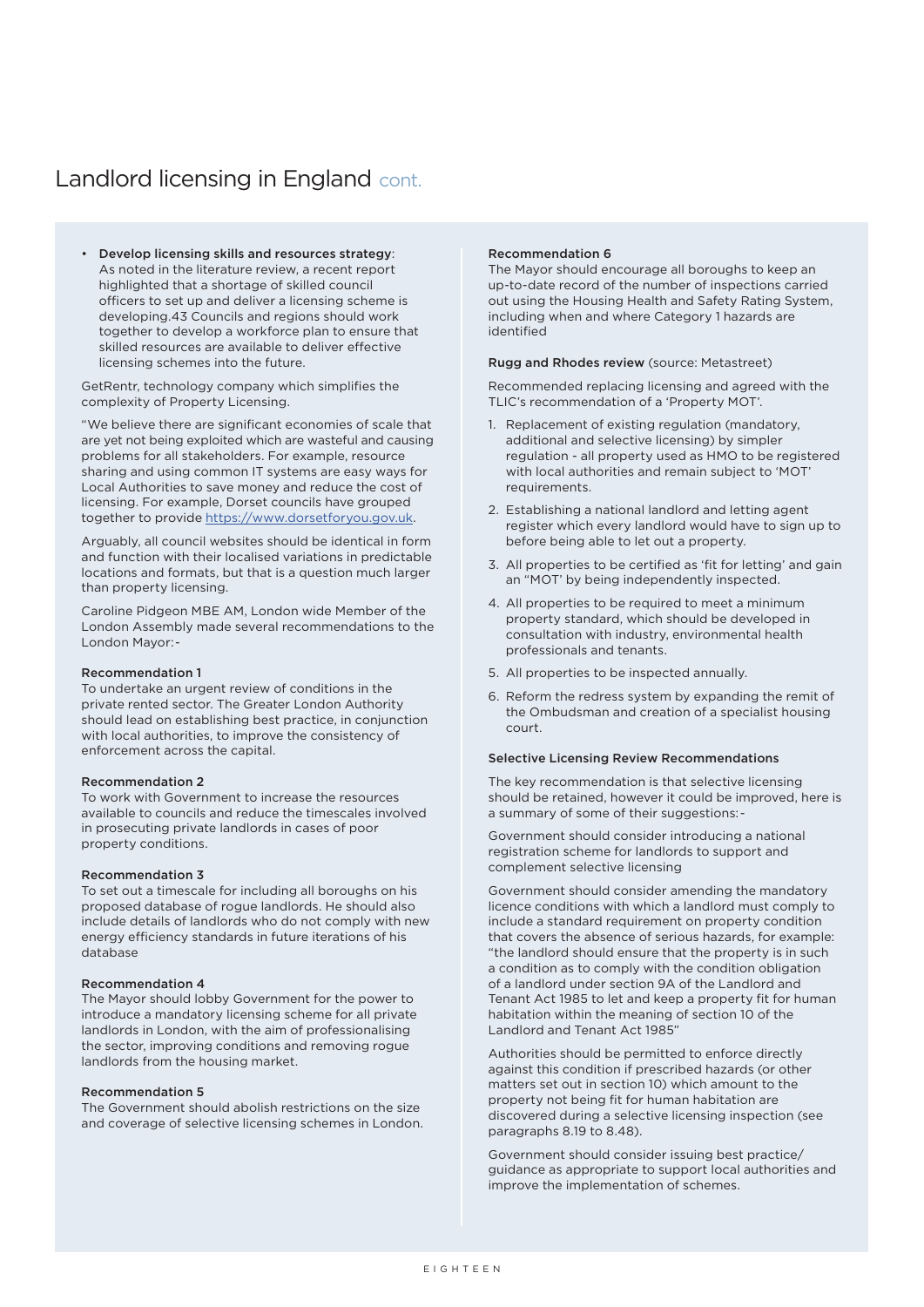# Landlord licensing in England cont.

- **Develop licensing skills and resources strategy**: As noted in the literature review, a recent report highlighted that a shortage of skilled council officers to set up and deliver a licensing scheme is developing.43 Councils and regions should work together to develop a workforce plan to ensure that skilled resources are available to deliver effective licensing schemes into the future.

GetRentr, technology company which simplifies the complexity of Property Licensing.

"We believe there are significant economies of scale that are yet not being exploited which are wasteful and causing problems for all stakeholders. For example, resource sharing and using common IT systems are easy ways for Local Authorities to save money and reduce the cost of licensing. For example, Dorset councils have grouped together to provide https://www.dorsetforyou.gov.uk.

Arguably, all council websites should be identical in form and function with their localised variations in predictable locations and formats, but that is a question much larger than property licensing.

Caroline Pidgeon MBE AM, London wide Member of the London Assembly made several recommendations to the London Mayor:-

**Recommendation 1**
To undertake an urgent review of conditions in the private rented sector. The Greater London Authority should lead on establishing best practice, in conjunction with local authorities, to improve the consistency of enforcement across the capital.

**Recommendation 2**
To work with Government to increase the resources available to councils and reduce the timescales involved in prosecuting private landlords in cases of poor property conditions.

**Recommendation 3**
To set out a timescale for including all boroughs on his proposed database of rogue landlords. He should also include details of landlords who do not comply with new energy efficiency standards in future iterations of his database

**Recommendation 4**
The Mayor should lobby Government for the power to introduce a mandatory licensing scheme for all private landlords in London, with the aim of professionalising the sector, improving conditions and removing rogue landlords from the housing market.

**Recommendation 5**
The Government should abolish restrictions on the size and coverage of selective licensing schemes in London.

**Recommendation 6**
The Mayor should encourage all boroughs to keep an up-to-date record of the number of inspections carried out using the Housing Health and Safety Rating System, including when and where Category 1 hazards are identified

**Rugg and Rhodes review** (source: Metastreet)

Recommended replacing licensing and agreed with the TLIC's recommendation of a 'Property MOT'.

1. Replacement of existing regulation (mandatory, additional and selective licensing) by simpler regulation - all property used as HMO to be registered with local authorities and remain subject to 'MOT' requirements.
2. Establishing a national landlord and letting agent register which every landlord would have to sign up to before being able to let out a property.
3. All properties to be certified as 'fit for letting' and gain an "MOT' by being independently inspected.
4. All properties to be required to meet a minimum property standard, which should be developed in consultation with industry, environmental health professionals and tenants.
5. All properties to be inspected annually.
6. Reform the redress system by expanding the remit of the Ombudsman and creation of a specialist housing court.

**Selective Licensing Review Recommendations**

The key recommendation is that selective licensing should be retained, however it could be improved, here is a summary of some of their suggestions:-

Government should consider introducing a national registration scheme for landlords to support and complement selective licensing

Government should consider amending the mandatory licence conditions with which a landlord must comply to include a standard requirement on property condition that covers the absence of serious hazards, for example: "the landlord should ensure that the property is in such a condition as to comply with the condition obligation of a landlord under section 9A of the Landlord and Tenant Act 1985 to let and keep a property fit for human habitation within the meaning of section 10 of the Landlord and Tenant Act 1985"

Authorities should be permitted to enforce directly against this condition if prescribed hazards (or other matters set out in section 10) which amount to the property not being fit for human habitation are discovered during a selective licensing inspection (see paragraphs 8.19 to 8.48).

Government should consider issuing best practice/ guidance as appropriate to support local authorities and improve the implementation of schemes.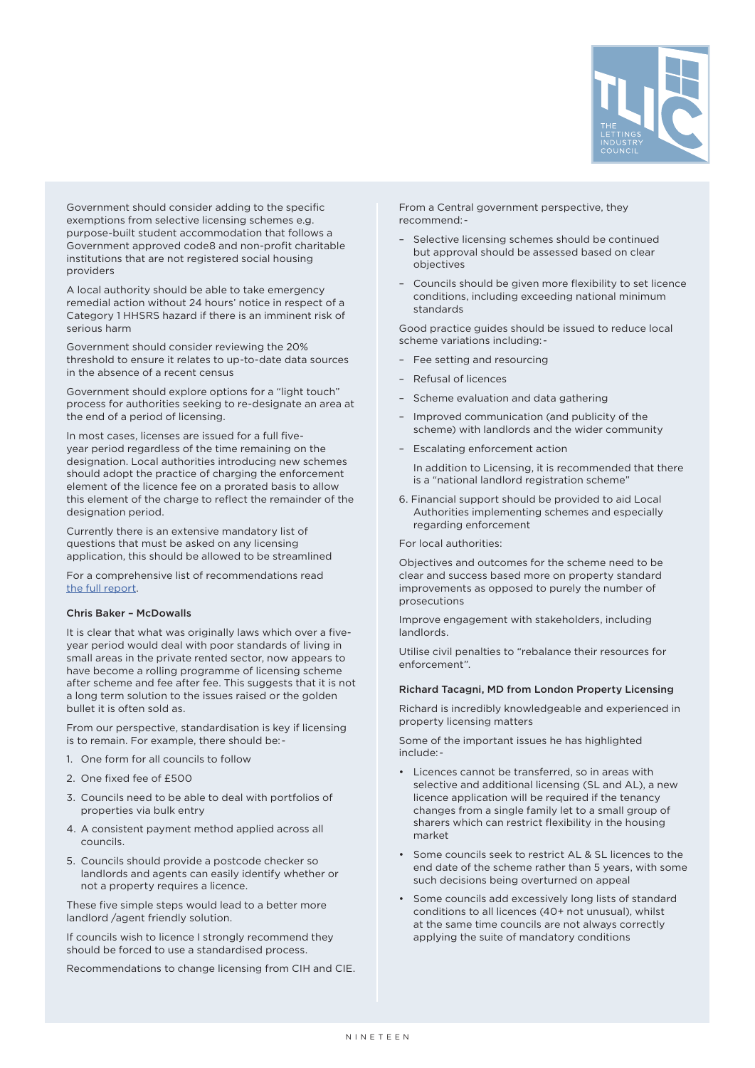Government should consider adding to the specific exemptions from selective licensing schemes e.g. purpose-built student accommodation that follows a Government approved code8 and non-profit charitable institutions that are not registered social housing providers

A local authority should be able to take emergency remedial action without 24 hours' notice in respect of a Category 1 HHSRS hazard if there is an imminent risk of serious harm

Government should consider reviewing the 20% threshold to ensure it relates to up-to-date data sources in the absence of a recent census

Government should explore options for a "light touch" process for authorities seeking to re-designate an area at the end of a period of licensing.

In most cases, licenses are issued for a full five-year period regardless of the time remaining on the designation. Local authorities introducing new schemes should adopt the practice of charging the enforcement element of the licence fee on a prorated basis to allow this element of the charge to reflect the remainder of the designation period.

Currently there is an extensive mandatory list of questions that must be asked on any licensing application, this should be allowed to be streamlined

For a comprehensive list of recommendations read [the full report](the full report).

### Chris Baker – McDowalls

It is clear that what was originally laws which over a five-year period would deal with poor standards of living in small areas in the private rented sector, now appears to have become a rolling programme of licensing scheme after scheme and fee after fee. This suggests that it is not a long term solution to the issues raised or the golden bullet it is often sold as.

From our perspective, standardisation is key if licensing is to remain. For example, there should be:-

1. One form for all councils to follow
2. One fixed fee of £500
3. Councils need to be able to deal with portfolios of properties via bulk entry
4. A consistent payment method applied across all councils.
5. Councils should provide a postcode checker so landlords and agents can easily identify whether or not a property requires a licence.

These five simple steps would lead to a better more landlord /agent friendly solution.

If councils wish to licence I strongly recommend they should be forced to use a standardised process.

Recommendations to change licensing from CIH and CIE.

From a Central government perspective, they recommend:-

- Selective licensing schemes should be continued but approval should be assessed based on clear objectives
- Councils should be given more flexibility to set licence conditions, including exceeding national minimum standards

Good practice guides should be issued to reduce local scheme variations including:-

- Fee setting and resourcing
- Refusal of licences
- Scheme evaluation and data gathering
- Improved communication (and publicity of the scheme) with landlords and the wider community
- Escalating enforcement action

  In addition to Licensing, it is recommended that there is a "national landlord registration scheme"

6. Financial support should be provided to aid Local Authorities implementing schemes and especially regarding enforcement

For local authorities:

Objectives and outcomes for the scheme need to be clear and success based more on property standard improvements as opposed to purely the number of prosecutions

Improve engagement with stakeholders, including landlords.

Utilise civil penalties to "rebalance their resources for enforcement".

### Richard Tacagni, MD from London Property Licensing

Richard is incredibly knowledgeable and experienced in property licensing matters

Some of the important issues he has highlighted include:-

- Licences cannot be transferred, so in areas with selective and additional licensing (SL and AL), a new licence application will be required if the tenancy changes from a single family let to a small group of sharers which can restrict flexibility in the housing market
- Some councils seek to restrict AL & SL licences to the end date of the scheme rather than 5 years, with some such decisions being overturned on appeal
- Some councils add excessively long lists of standard conditions to all licences (40+ not unusual), whilst at the same time councils are not always correctly applying the suite of mandatory conditions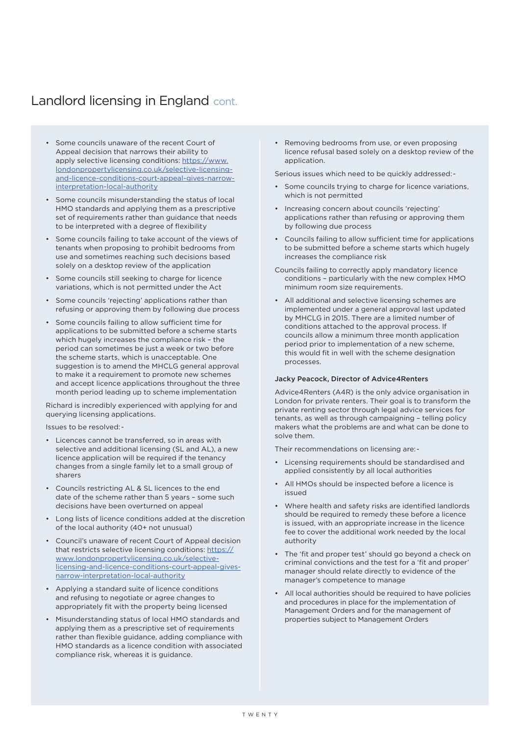## Landlord licensing in England cont.

- Some councils unaware of the recent Court of Appeal decision that narrows their ability to apply selective licensing conditions: https://www.londonpropertylicensing.co.uk/selective-licensing-and-licence-conditions-court-appeal-gives-narrow-interpretation-local-authority
- Some councils misunderstanding the status of local HMO standards and applying them as a prescriptive set of requirements rather than guidance that needs to be interpreted with a degree of flexibility
- Some councils failing to take account of the views of tenants when proposing to prohibit bedrooms from use and sometimes reaching such decisions based solely on a desktop review of the application
- Some councils still seeking to charge for licence variations, which is not permitted under the Act
- Some councils 'rejecting' applications rather than refusing or approving them by following due process
- Some councils failing to allow sufficient time for applications to be submitted before a scheme starts which hugely increases the compliance risk – the period can sometimes be just a week or two before the scheme starts, which is unacceptable. One suggestion is to amend the MHCLG general approval to make it a requirement to promote new schemes and accept licence applications throughout the three month period leading up to scheme implementation

Richard is incredibly experienced with applying for and querying licensing applications.

Issues to be resolved:-

- Licences cannot be transferred, so in areas with selective and additional licensing (SL and AL), a new licence application will be required if the tenancy changes from a single family let to a small group of sharers
- Councils restricting AL & SL licences to the end date of the scheme rather than 5 years – some such decisions have been overturned on appeal
- Long lists of licence conditions added at the discretion of the local authority (40+ not unusual)
- Council's unaware of recent Court of Appeal decision that restricts selective licensing conditions: https://www.londonpropertylicensing.co.uk/selective-licensing-and-licence-conditions-court-appeal-gives-narrow-interpretation-local-authority
- Applying a standard suite of licence conditions and refusing to negotiate or agree changes to appropriately fit with the property being licensed
- Misunderstanding status of local HMO standards and applying them as a prescriptive set of requirements rather than flexible guidance, adding compliance with HMO standards as a licence condition with associated compliance risk, whereas it is guidance.
- Removing bedrooms from use, or even proposing licence refusal based solely on a desktop review of the application.

Serious issues which need to be quickly addressed:-

- Some councils trying to charge for licence variations, which is not permitted
- Increasing concern about councils 'rejecting' applications rather than refusing or approving them by following due process
- Councils failing to allow sufficient time for applications to be submitted before a scheme starts which hugely increases the compliance risk

Councils failing to correctly apply mandatory licence conditions – particularly with the new complex HMO minimum room size requirements.

- All additional and selective licensing schemes are implemented under a general approval last updated by MHCLG in 2015. There are a limited number of conditions attached to the approval process. If councils allow a minimum three month application period prior to implementation of a new scheme, this would fit in well with the scheme designation processes.

**Jacky Peacock, Director of Advice4Renters**

Advice4Renters (A4R) is the only advice organisation in London for private renters. Their goal is to transform the private renting sector through legal advice services for tenants, as well as through campaigning – telling policy makers what the problems are and what can be done to solve them.

Their recommendations on licensing are:-

- Licensing requirements should be standardised and applied consistently by all local authorities
- All HMOs should be inspected before a licence is issued
- Where health and safety risks are identified landlords should be required to remedy these before a licence is issued, with an appropriate increase in the licence fee to cover the additional work needed by the local authority
- The 'fit and proper test' should go beyond a check on criminal convictions and the test for a 'fit and proper' manager should relate directly to evidence of the manager's competence to manage
- All local authorities should be required to have policies and procedures in place for the implementation of Management Orders and for the management of properties subject to Management Orders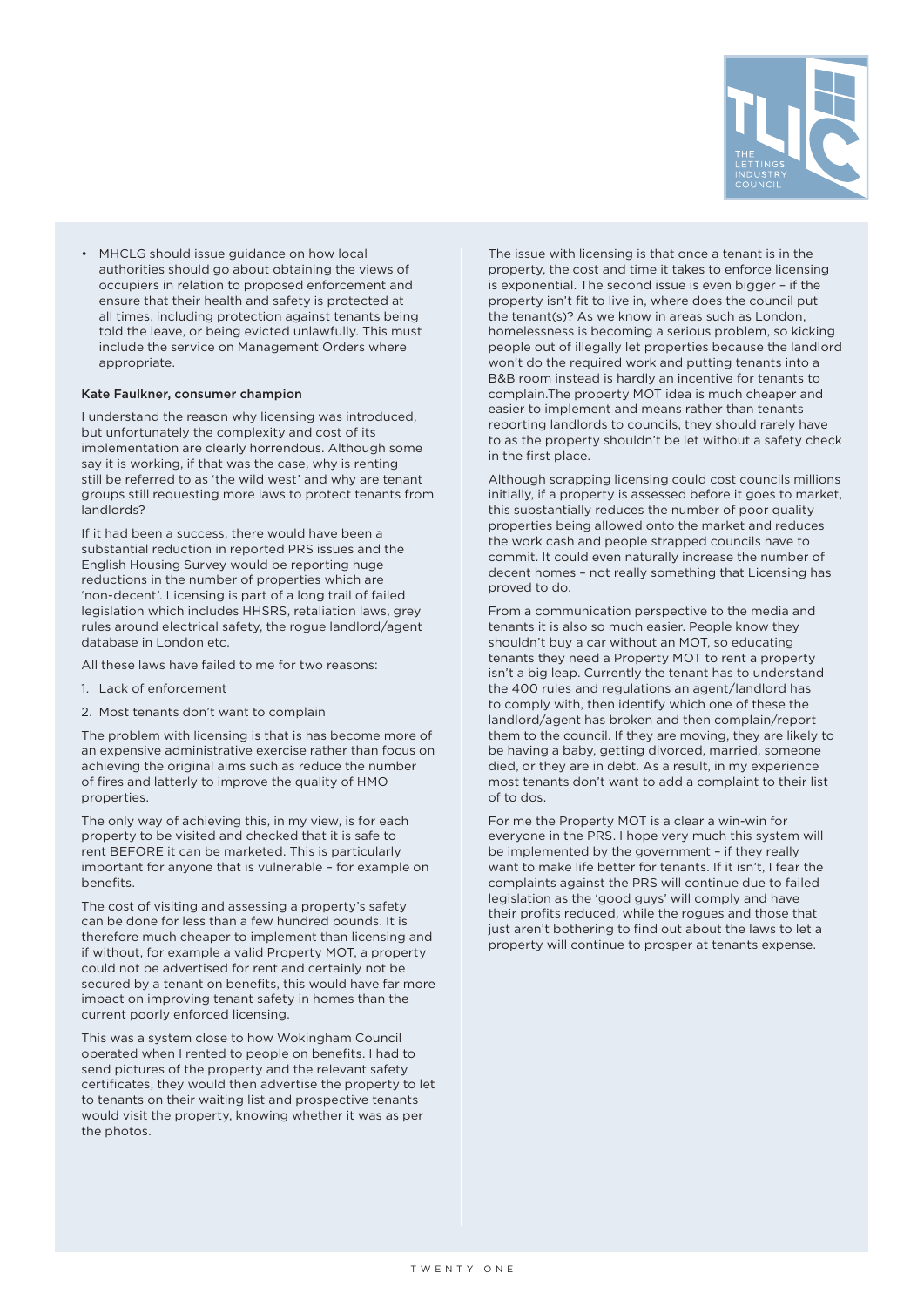- MHCLG should issue guidance on how local authorities should go about obtaining the views of occupiers in relation to proposed enforcement and ensure that their health and safety is protected at all times, including protection against tenants being told the leave, or being evicted unlawfully. This must include the service on Management Orders where appropriate.

### Kate Faulkner, consumer champion

I understand the reason why licensing was introduced, but unfortunately the complexity and cost of its implementation are clearly horrendous. Although some say it is working, if that was the case, why is renting still be referred to as 'the wild west' and why are tenant groups still requesting more laws to protect tenants from landlords?

If it had been a success, there would have been a substantial reduction in reported PRS issues and the English Housing Survey would be reporting huge reductions in the number of properties which are 'non-decent'. Licensing is part of a long trail of failed legislation which includes HHSRS, retaliation laws, grey rules around electrical safety, the rogue landlord/agent database in London etc.

All these laws have failed to me for two reasons:

1. Lack of enforcement
2. Most tenants don't want to complain

The problem with licensing is that is has become more of an expensive administrative exercise rather than focus on achieving the original aims such as reduce the number of fires and latterly to improve the quality of HMO properties.

The only way of achieving this, in my view, is for each property to be visited and checked that it is safe to rent BEFORE it can be marketed. This is particularly important for anyone that is vulnerable – for example on benefits.

The cost of visiting and assessing a property's safety can be done for less than a few hundred pounds. It is therefore much cheaper to implement than licensing and if without, for example a valid Property MOT, a property could not be advertised for rent and certainly not be secured by a tenant on benefits, this would have far more impact on improving tenant safety in homes than the current poorly enforced licensing.

This was a system close to how Wokingham Council operated when I rented to people on benefits. I had to send pictures of the property and the relevant safety certificates, they would then advertise the property to let to tenants on their waiting list and prospective tenants would visit the property, knowing whether it was as per the photos.

The issue with licensing is that once a tenant is in the property, the cost and time it takes to enforce licensing is exponential. The second issue is even bigger – if the property isn't fit to live in, where does the council put the tenant(s)? As we know in areas such as London, homelessness is becoming a serious problem, so kicking people out of illegally let properties because the landlord won't do the required work and putting tenants into a B&B room instead is hardly an incentive for tenants to complain.The property MOT idea is much cheaper and easier to implement and means rather than tenants reporting landlords to councils, they should rarely have to as the property shouldn't be let without a safety check in the first place.

Although scrapping licensing could cost councils millions initially, if a property is assessed before it goes to market, this substantially reduces the number of poor quality properties being allowed onto the market and reduces the work cash and people strapped councils have to commit. It could even naturally increase the number of decent homes – not really something that Licensing has proved to do.

From a communication perspective to the media and tenants it is also so much easier. People know they shouldn't buy a car without an MOT, so educating tenants they need a Property MOT to rent a property isn't a big leap. Currently the tenant has to understand the 400 rules and regulations an agent/landlord has to comply with, then identify which one of these the landlord/agent has broken and then complain/report them to the council. If they are moving, they are likely to be having a baby, getting divorced, married, someone died, or they are in debt. As a result, in my experience most tenants don't want to add a complaint to their list of to dos.

For me the Property MOT is a clear a win-win for everyone in the PRS. I hope very much this system will be implemented by the government – if they really want to make life better for tenants. If it isn't, I fear the complaints against the PRS will continue due to failed legislation as the 'good guys' will comply and have their profits reduced, while the rogues and those that just aren't bothering to find out about the laws to let a property will continue to prosper at tenants expense.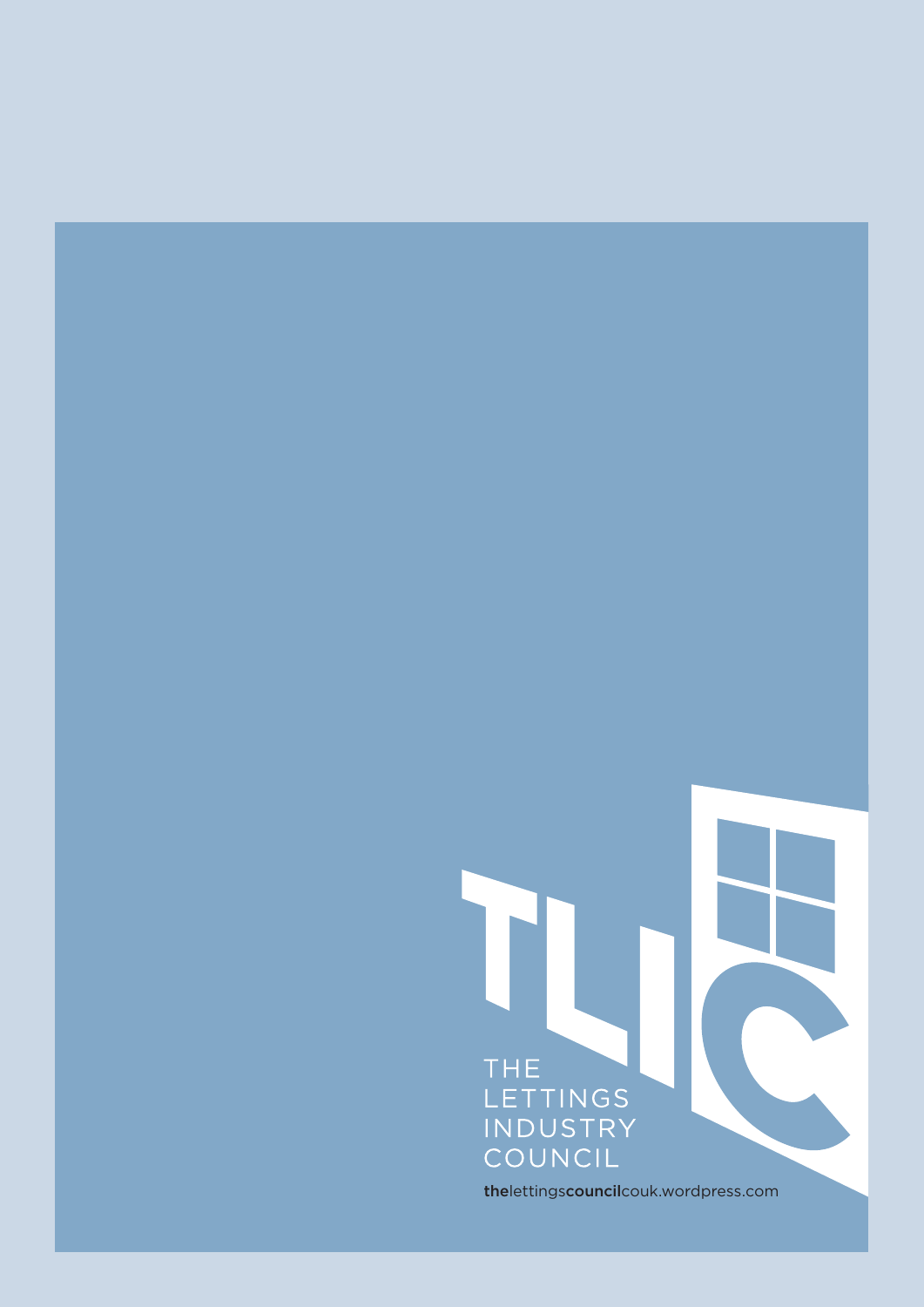THE
LETTINGS
INDUSTRY
COUNCIL

**the**lettings**council**couk.wordpress.com